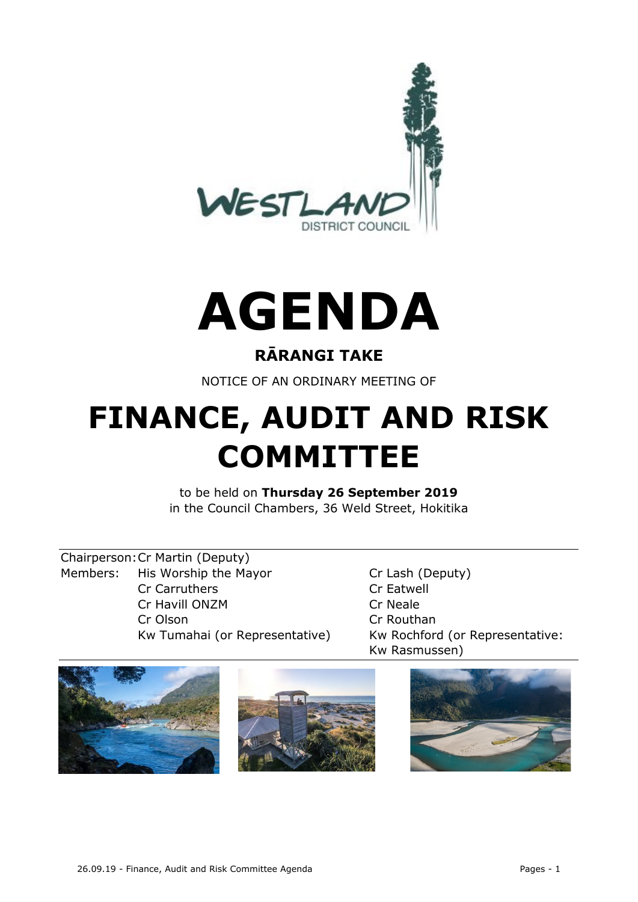# AGENDA

## RĀRANGI TAKE

NOTICE OF AN ORDINARY MEETING OF

# FINANCE, AUDIT AND RISK COMMITTEE

to be held on **Thursday 26 September 2019**
in the Council Chambers, 36 Weld Street, Hokitika

| | | |
|---|---|---|
| Chairperson: | Cr Martin (Deputy) | |
| Members: | His Worship the Mayor | Cr Lash (Deputy) |
| | Cr Carruthers | Cr Eatwell |
| | Cr Havill ONZM | Cr Neale |
| | Cr Olson | Cr Routhan |
| | Kw Tumahai (or Representative) | Kw Rochford (or Representative: Kw Rasmussen) |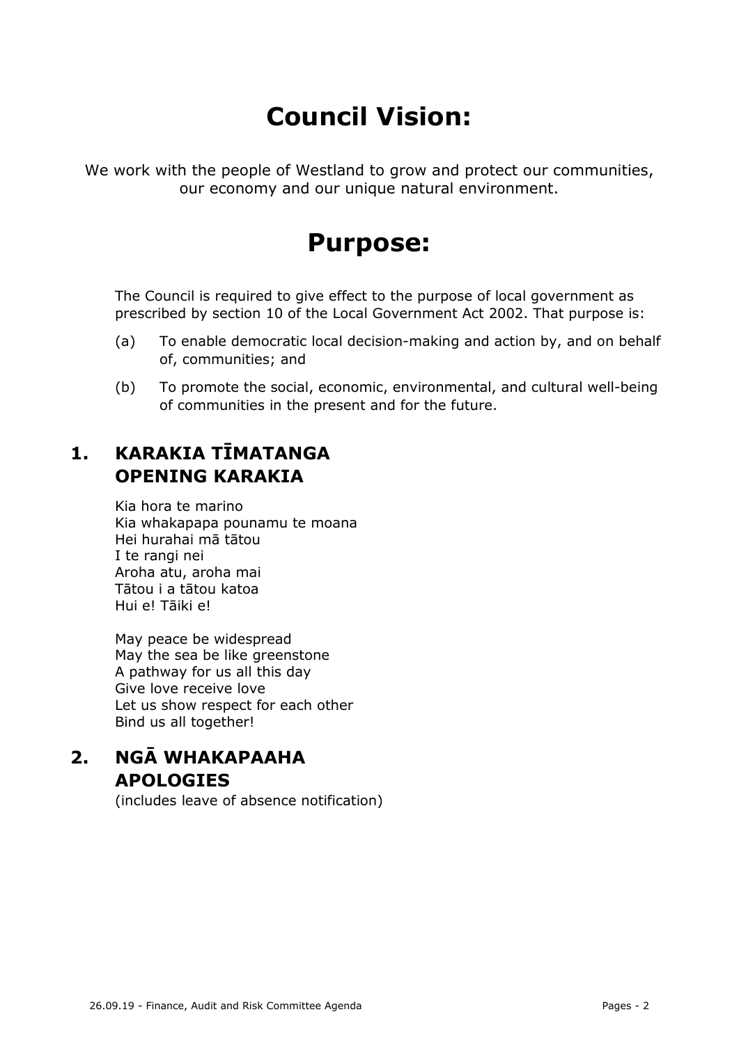# Council Vision:

We work with the people of Westland to grow and protect our communities, our economy and our unique natural environment.

# Purpose:

The Council is required to give effect to the purpose of local government as prescribed by section 10 of the Local Government Act 2002. That purpose is:

(a) To enable democratic local decision-making and action by, and on behalf of, communities; and

(b) To promote the social, economic, environmental, and cultural well-being of communities in the present and for the future.

## 1. KARAKIA TĪMATANGA OPENING KARAKIA

Kia hora te marino
Kia whakapapa pounamu te moana
Hei hurahai mā tātou
I te rangi nei
Aroha atu, aroha mai
Tātou i a tātou katoa
Hui e! Tāiki e!

May peace be widespread
May the sea be like greenstone
A pathway for us all this day
Give love receive love
Let us show respect for each other
Bind us all together!

## 2. NGĀ WHAKAPAAHA APOLOGIES

(includes leave of absence notification)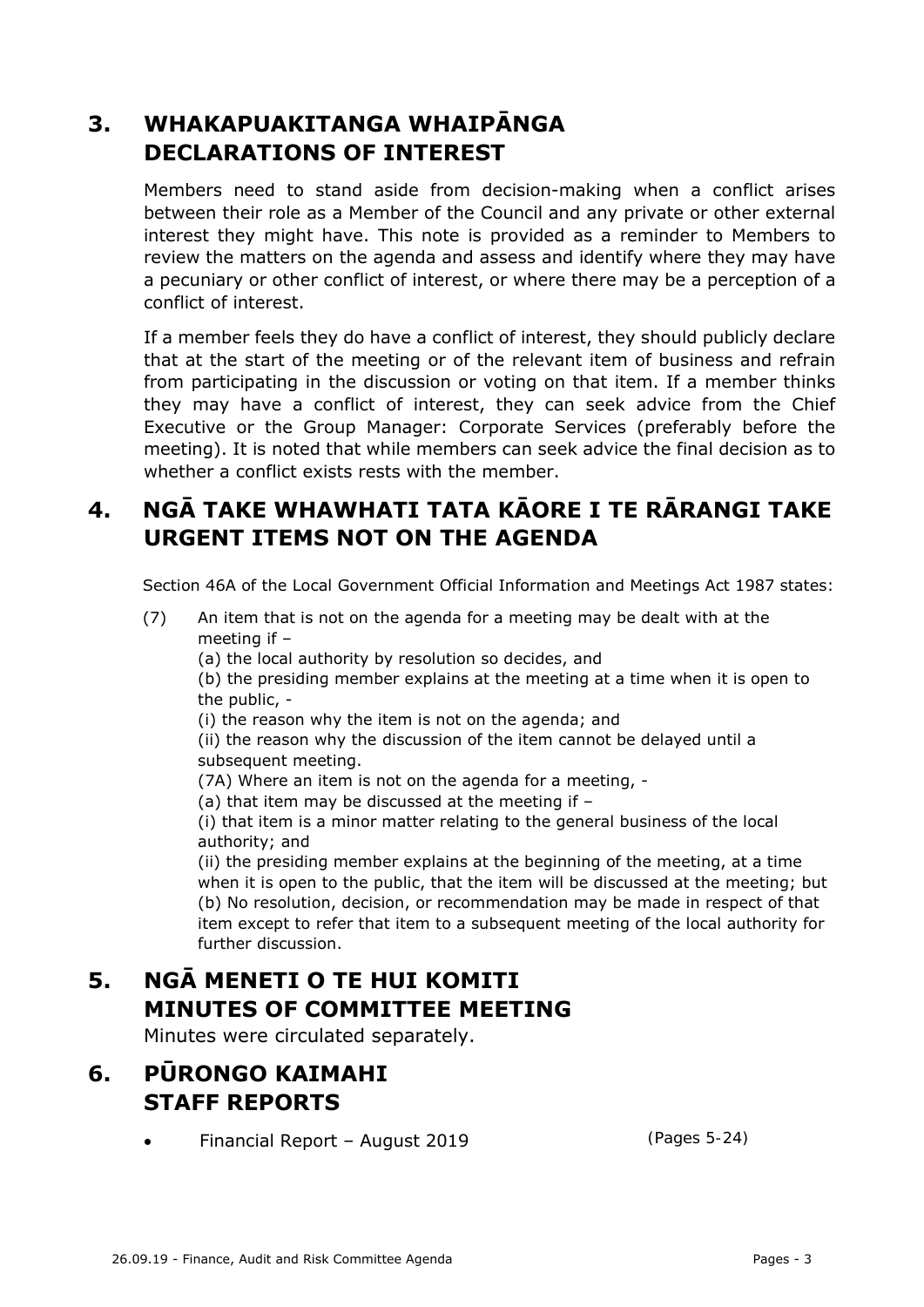## 3. WHAKAPUAKITANGA WHAIPĀNGA DECLARATIONS OF INTEREST

Members need to stand aside from decision-making when a conflict arises between their role as a Member of the Council and any private or other external interest they might have. This note is provided as a reminder to Members to review the matters on the agenda and assess and identify where they may have a pecuniary or other conflict of interest, or where there may be a perception of a conflict of interest.

If a member feels they do have a conflict of interest, they should publicly declare that at the start of the meeting or of the relevant item of business and refrain from participating in the discussion or voting on that item. If a member thinks they may have a conflict of interest, they can seek advice from the Chief Executive or the Group Manager: Corporate Services (preferably before the meeting). It is noted that while members can seek advice the final decision as to whether a conflict exists rests with the member.

## 4. NGĀ TAKE WHAWHATI TATA KĀORE I TE RĀRANGI TAKE URGENT ITEMS NOT ON THE AGENDA

Section 46A of the Local Government Official Information and Meetings Act 1987 states:

(7) An item that is not on the agenda for a meeting may be dealt with at the meeting if –
(a) the local authority by resolution so decides, and
(b) the presiding member explains at the meeting at a time when it is open to the public, -
(i) the reason why the item is not on the agenda; and
(ii) the reason why the discussion of the item cannot be delayed until a subsequent meeting.
(7A) Where an item is not on the agenda for a meeting, -
(a) that item may be discussed at the meeting if –
(i) that item is a minor matter relating to the general business of the local authority; and
(ii) the presiding member explains at the beginning of the meeting, at a time when it is open to the public, that the item will be discussed at the meeting; but
(b) No resolution, decision, or recommendation may be made in respect of that item except to refer that item to a subsequent meeting of the local authority for further discussion.

## 5. NGĀ MENETI O TE HUI KOMITI MINUTES OF COMMITTEE MEETING

Minutes were circulated separately.

## 6. PŪRONGO KAIMAHI STAFF REPORTS

- Financial Report – August 2019 (Pages 5-24)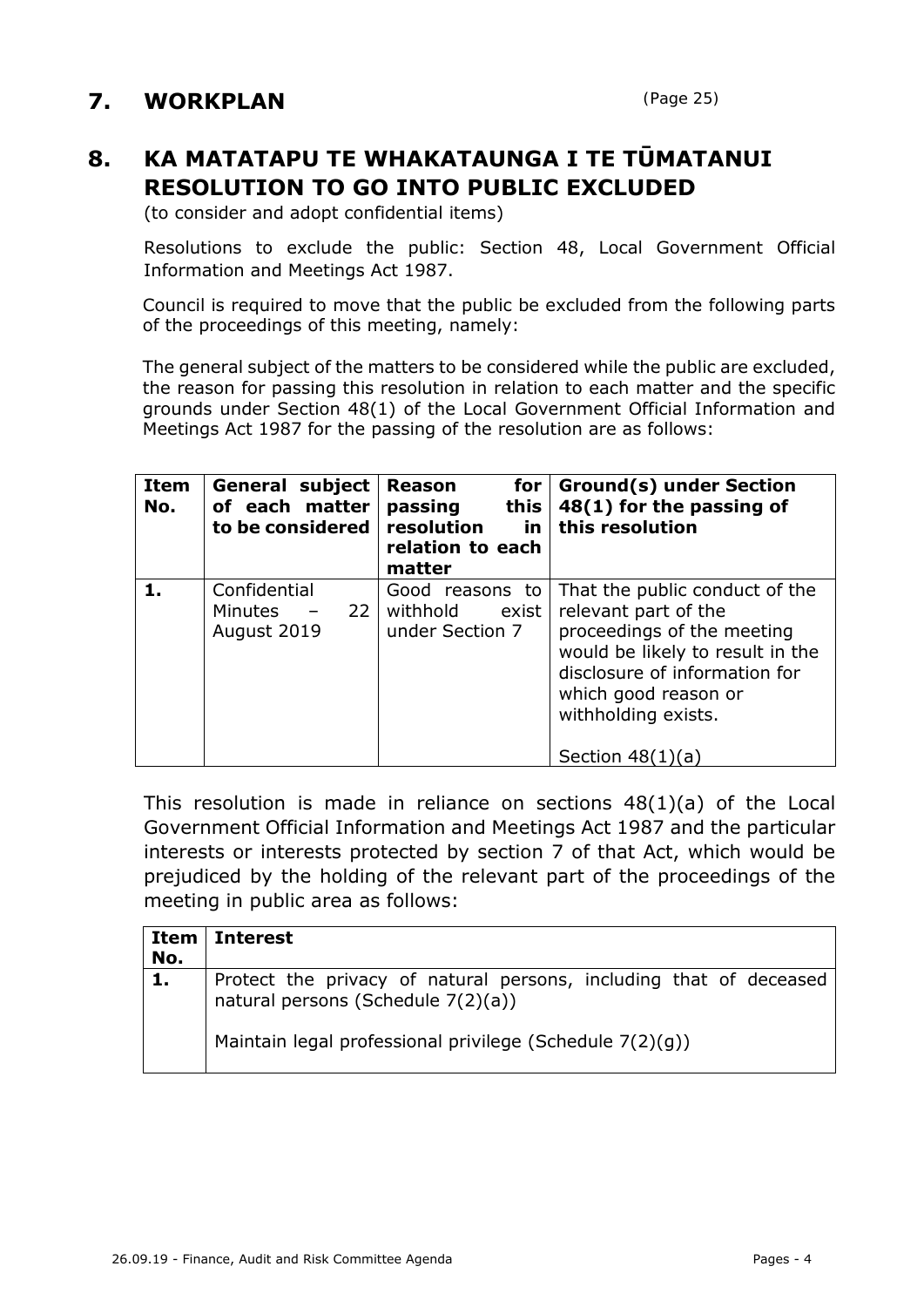## 7. WORKPLAN

(Page 25)

## 8. KA MATATAPU TE WHAKATAUNGA I TE TŪMATANUI RESOLUTION TO GO INTO PUBLIC EXCLUDED

(to consider and adopt confidential items)

Resolutions to exclude the public: Section 48, Local Government Official Information and Meetings Act 1987.

Council is required to move that the public be excluded from the following parts of the proceedings of this meeting, namely:

The general subject of the matters to be considered while the public are excluded, the reason for passing this resolution in relation to each matter and the specific grounds under Section 48(1) of the Local Government Official Information and Meetings Act 1987 for the passing of the resolution are as follows:

| Item No. | General subject of each matter to be considered | Reason for passing this resolution in relation to each matter | Ground(s) under Section 48(1) for the passing of this resolution |
|---|---|---|---|
| 1. | Confidential Minutes – 22 August 2019 | Good reasons to withhold exist under Section 7 | That the public conduct of the relevant part of the proceedings of the meeting would be likely to result in the disclosure of information for which good reason or withholding exists.<br><br>Section 48(1)(a) |

This resolution is made in reliance on sections 48(1)(a) of the Local Government Official Information and Meetings Act 1987 and the particular interests or interests protected by section 7 of that Act, which would be prejudiced by the holding of the relevant part of the proceedings of the meeting in public area as follows:

| Item No. | Interest |
|---|---|
| 1. | Protect the privacy of natural persons, including that of deceased natural persons (Schedule 7(2)(a))<br><br>Maintain legal professional privilege (Schedule 7(2)(g)) |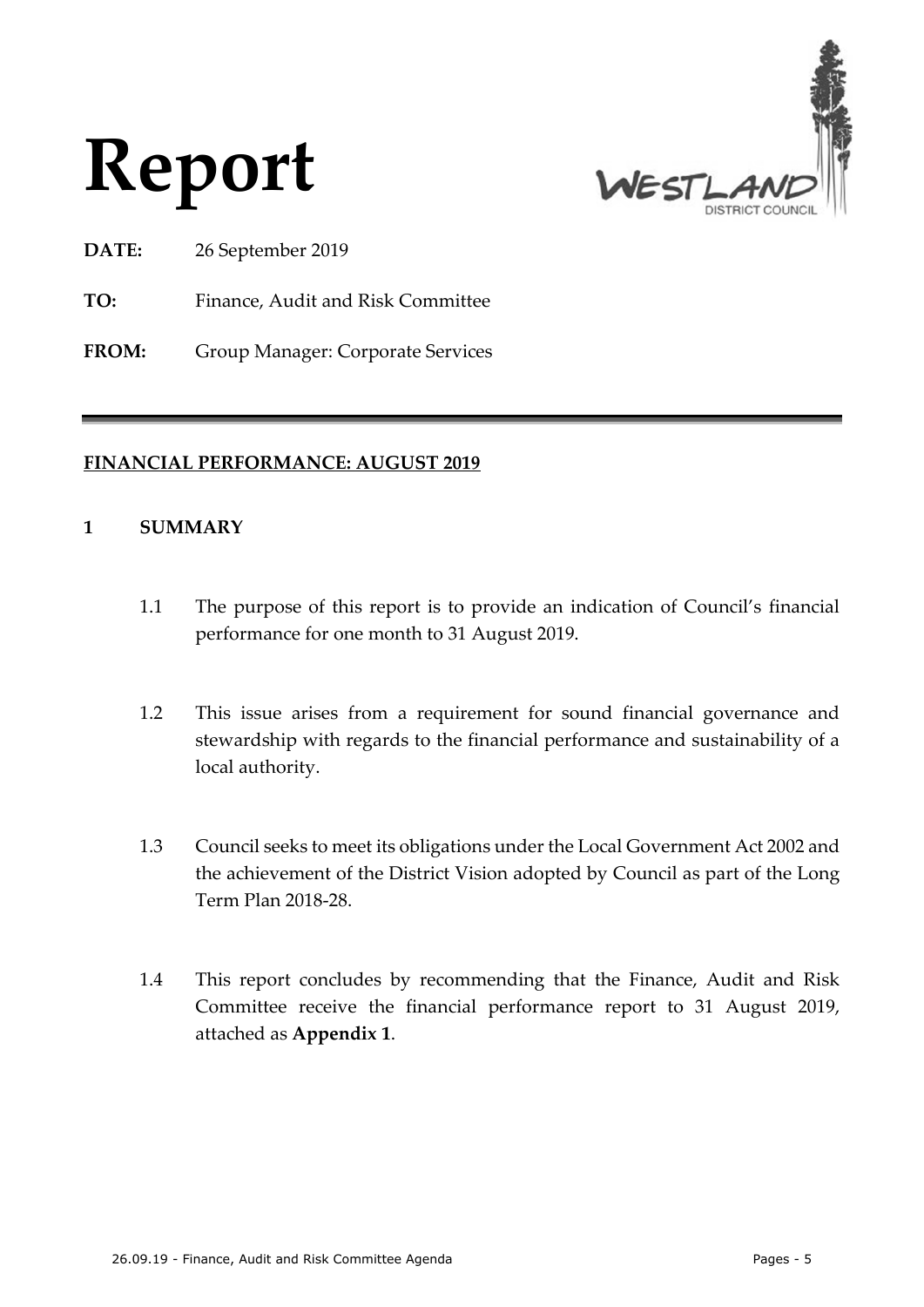# Report

**DATE:** 26 September 2019

**TO:** Finance, Audit and Risk Committee

**FROM:** Group Manager: Corporate Services

---

## FINANCIAL PERFORMANCE: AUGUST 2019

### 1 SUMMARY

1.1 The purpose of this report is to provide an indication of Council's financial performance for one month to 31 August 2019.

1.2 This issue arises from a requirement for sound financial governance and stewardship with regards to the financial performance and sustainability of a local authority.

1.3 Council seeks to meet its obligations under the Local Government Act 2002 and the achievement of the District Vision adopted by Council as part of the Long Term Plan 2018-28.

1.4 This report concludes by recommending that the Finance, Audit and Risk Committee receive the financial performance report to 31 August 2019, attached as **Appendix 1**.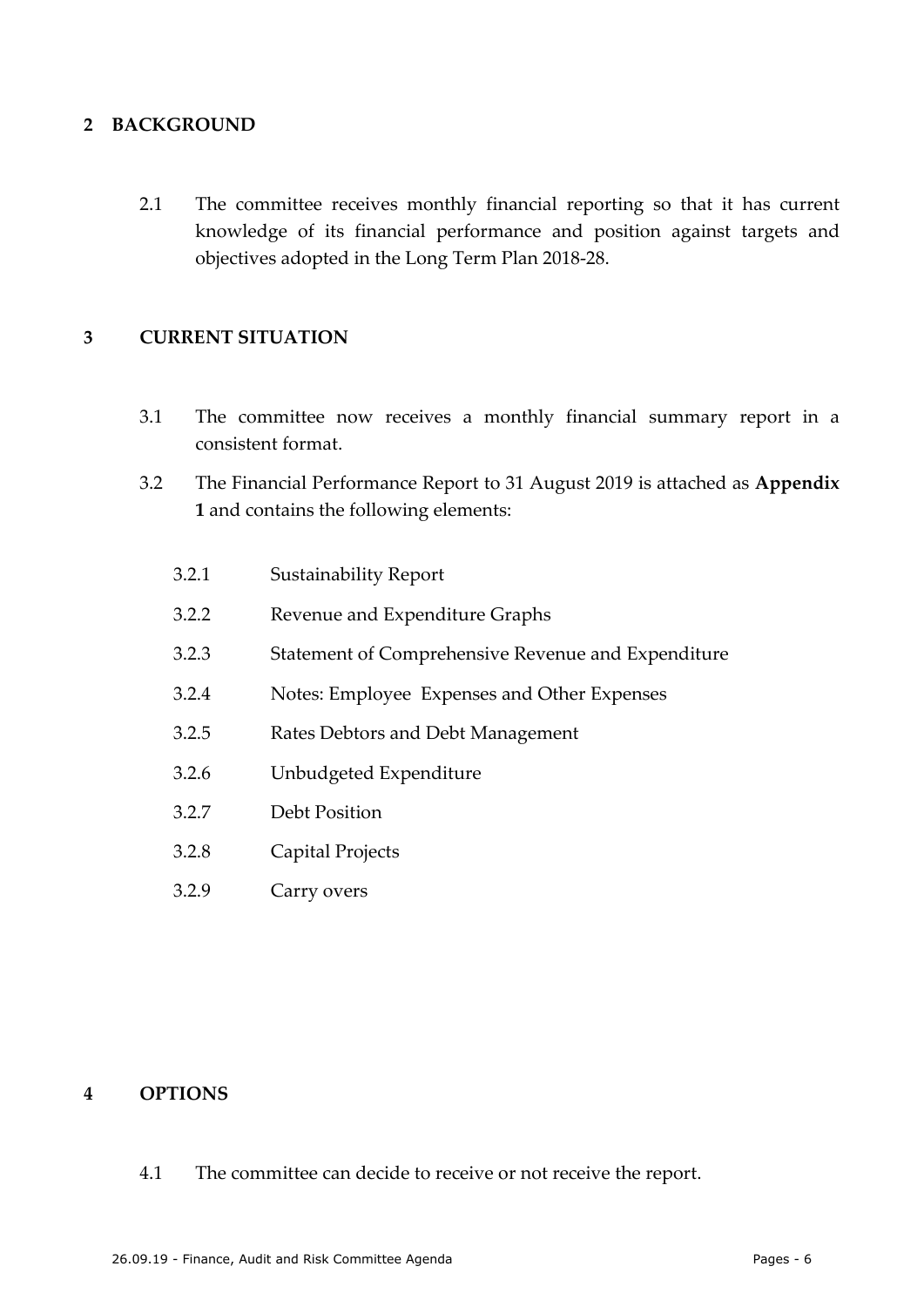## 2 BACKGROUND

2.1 The committee receives monthly financial reporting so that it has current knowledge of its financial performance and position against targets and objectives adopted in the Long Term Plan 2018-28.

## 3 CURRENT SITUATION

3.1 The committee now receives a monthly financial summary report in a consistent format.

3.2 The Financial Performance Report to 31 August 2019 is attached as **Appendix 1** and contains the following elements:

3.2.1 Sustainability Report

3.2.2 Revenue and Expenditure Graphs

3.2.3 Statement of Comprehensive Revenue and Expenditure

3.2.4 Notes: Employee Expenses and Other Expenses

3.2.5 Rates Debtors and Debt Management

3.2.6 Unbudgeted Expenditure

3.2.7 Debt Position

3.2.8 Capital Projects

3.2.9 Carry overs

## 4 OPTIONS

4.1 The committee can decide to receive or not receive the report.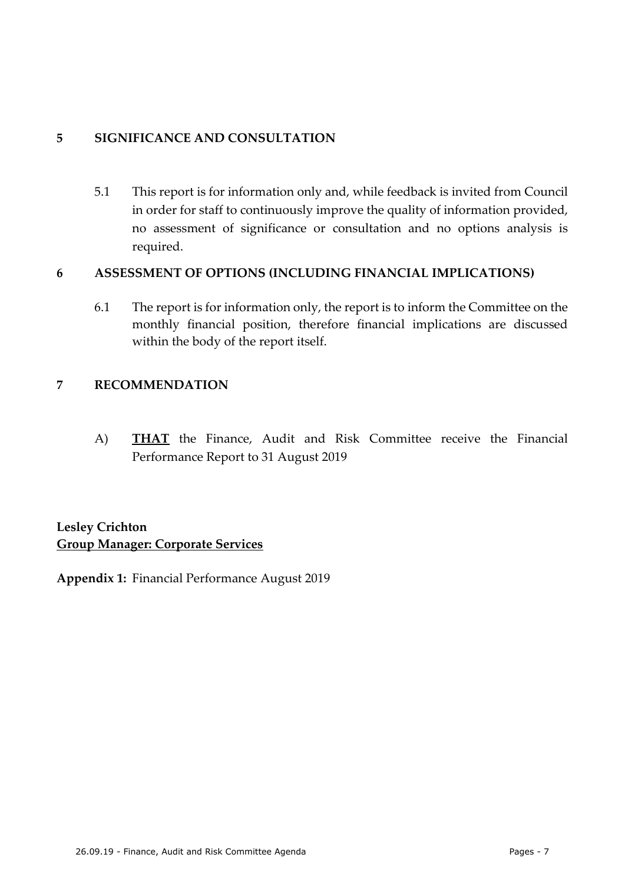## 5 SIGNIFICANCE AND CONSULTATION

5.1 This report is for information only and, while feedback is invited from Council in order for staff to continuously improve the quality of information provided, no assessment of significance or consultation and no options analysis is required.

## 6 ASSESSMENT OF OPTIONS (INCLUDING FINANCIAL IMPLICATIONS)

6.1 The report is for information only, the report is to inform the Committee on the monthly financial position, therefore financial implications are discussed within the body of the report itself.

## 7 RECOMMENDATION

A) **THAT** the Finance, Audit and Risk Committee receive the Financial Performance Report to 31 August 2019

**Lesley Crichton**
**Group Manager: Corporate Services**

**Appendix 1:** Financial Performance August 2019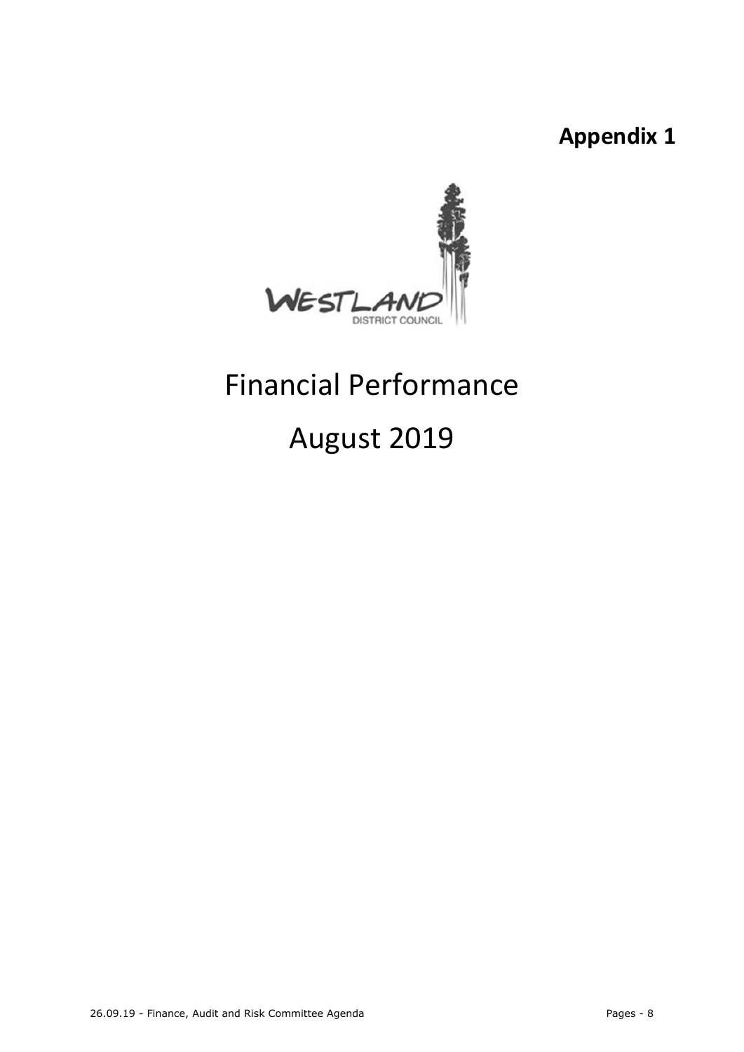**Appendix 1**

# Financial Performance

# August 2019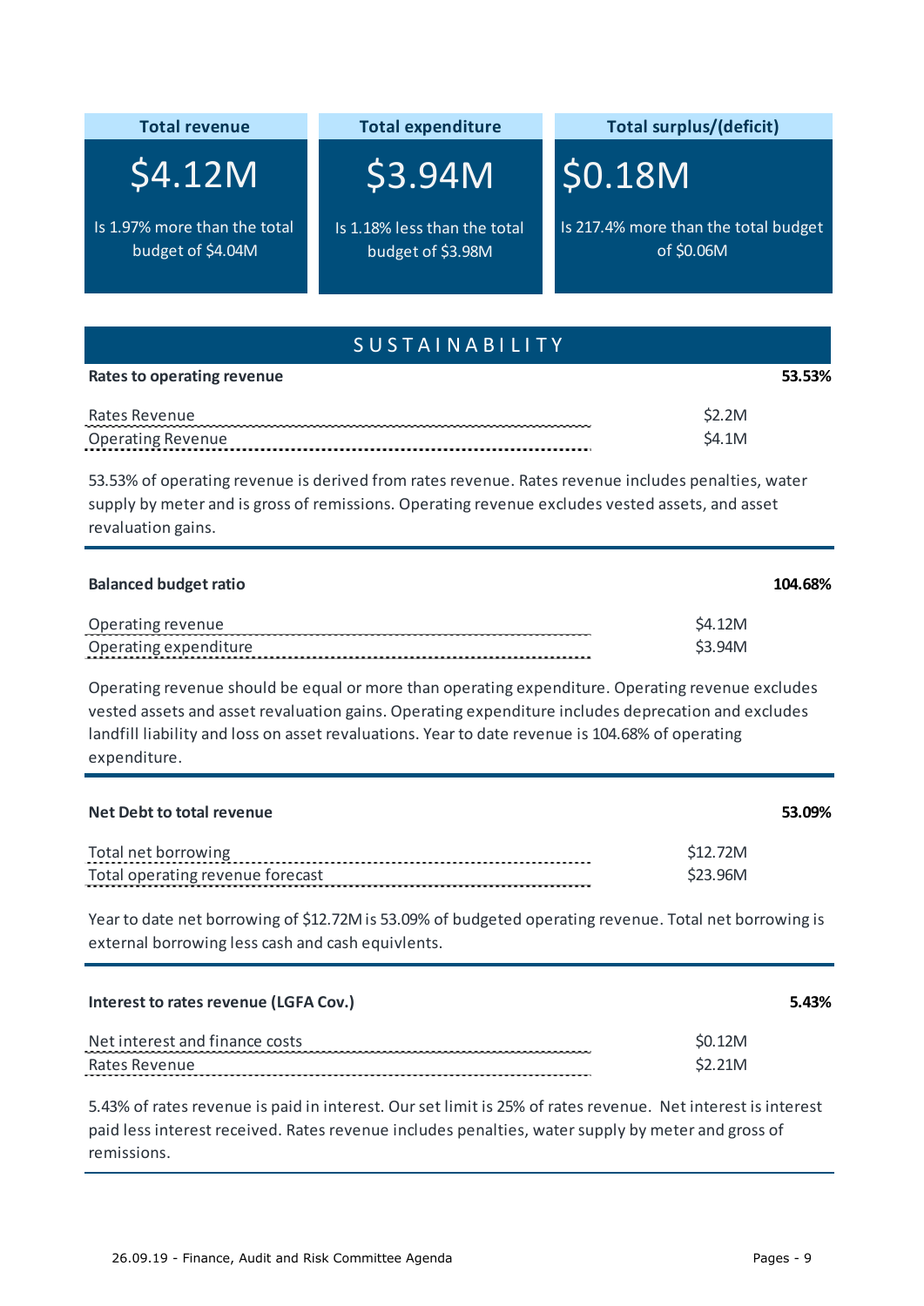| Total revenue | Total expenditure | Total surplus/(deficit) |
|---|---|---|
| $4.12M | $3.94M | $0.18M |
| Is 1.97% more than the total budget of $4.04M | Is 1.18% less than the total budget of $3.98M | Is 217.4% more than the total budget of $0.06M |

## SUSTAINABILITY

### Rates to operating revenue — 53.53%

| | |
|---|---|
| Rates Revenue | $2.2M |
| Operating Revenue | $4.1M |

53.53% of operating revenue is derived from rates revenue. Rates revenue includes penalties, water supply by meter and is gross of remissions. Operating revenue excludes vested assets, and asset revaluation gains.

### Balanced budget ratio — 104.68%

| | |
|---|---|
| Operating revenue | $4.12M |
| Operating expenditure | $3.94M |

Operating revenue should be equal or more than operating expenditure. Operating revenue excludes vested assets and asset revaluation gains. Operating expenditure includes deprecation and excludes landfill liability and loss on asset revaluations. Year to date revenue is 104.68% of operating expenditure.

### Net Debt to total revenue — 53.09%

| | |
|---|---|
| Total net borrowing | $12.72M |
| Total operating revenue forecast | $23.96M |

Year to date net borrowing of $12.72M is 53.09% of budgeted operating revenue. Total net borrowing is external borrowing less cash and cash equivlents.

### Interest to rates revenue (LGFA Cov.) — 5.43%

| | |
|---|---|
| Net interest and finance costs | $0.12M |
| Rates Revenue | $2.21M |

5.43% of rates revenue is paid in interest. Our set limit is 25% of rates revenue. Net interest is interest paid less interest received. Rates revenue includes penalties, water supply by meter and gross of remissions.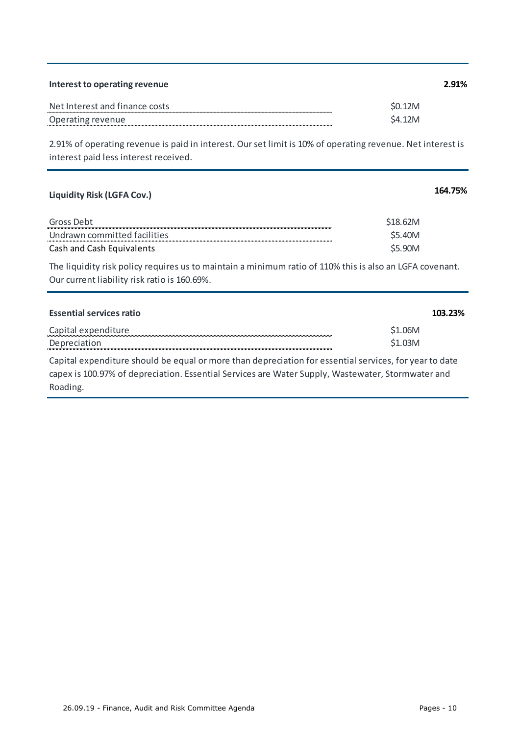| **Interest to operating revenue** | **2.91%** |
| --- | --- |
| Net Interest and finance costs | $0.12M |
| Operating revenue | $4.12M |

2.91% of operating revenue is paid in interest. Our set limit is 10% of operating revenue. Net interest is interest paid less interest received.

| **Liquidity Risk (LGFA Cov.)** | **164.75%** |
| --- | --- |
| Gross Debt | $18.62M |
| Undrawn committed facilities | $5.40M |
| Cash and Cash Equivalents | $5.90M |

The liquidity risk policy requires us to maintain a minimum ratio of 110% this is also an LGFA covenant. Our current liability risk ratio is 160.69%.

| **Essential services ratio** | **103.23%** |
| --- | --- |
| Capital expenditure | $1.06M |
| Depreciation | $1.03M |

Capital expenditure should be equal or more than depreciation for essential services, for year to date capex is 100.97% of depreciation. Essential Services are Water Supply, Wastewater, Stormwater and Roading.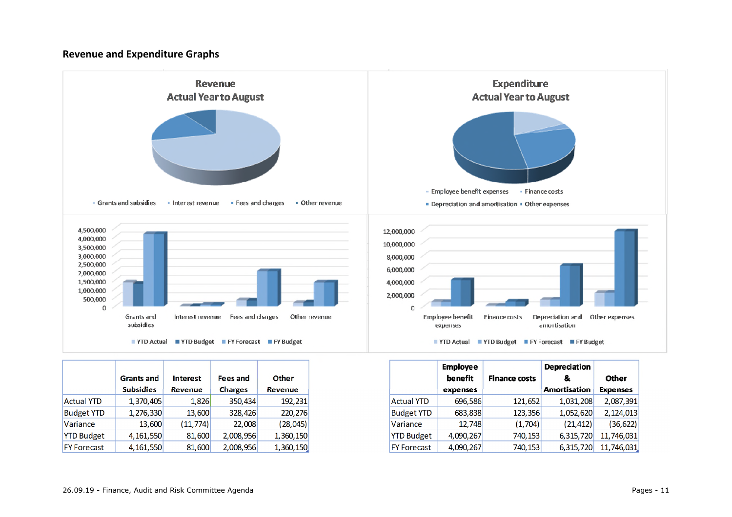## Revenue and Expenditure Graphs

**Revenue Actual Year to August**

Grants and subsidies · Interest revenue · Fees and charges · Other revenue

**Expenditure Actual Year to August**

Employee benefit expenses · Finance costs · Depreciation and amortisation · Other expenses

|  | Grants and Subsidies | Interest Revenue | Fees and Charges | Other Revenue |
|---|---|---|---|---|
| Actual YTD | 1,370,405 | 1,826 | 350,434 | 192,231 |
| Budget YTD | 1,276,330 | 13,600 | 328,426 | 220,276 |
| Variance | 13,600 | (11,774) | 22,008 | (28,045) |
| YTD Budget | 4,161,550 | 81,600 | 2,008,956 | 1,360,150 |
| FY Forecast | 4,161,550 | 81,600 | 2,008,956 | 1,360,150 |

|  | Employee benefit expenses | Finance costs | Depreciation & Amortisation | Other Expenses |
|---|---|---|---|---|
| Actual YTD | 696,586 | 121,652 | 1,031,208 | 2,087,391 |
| Budget YTD | 683,838 | 123,356 | 1,052,620 | 2,124,013 |
| Variance | 12,748 | (1,704) | (21,412) | (36,622) |
| YTD Budget | 4,090,267 | 740,153 | 6,315,720 | 11,746,031 |
| FY Forecast | 4,090,267 | 740,153 | 6,315,720 | 11,746,031 |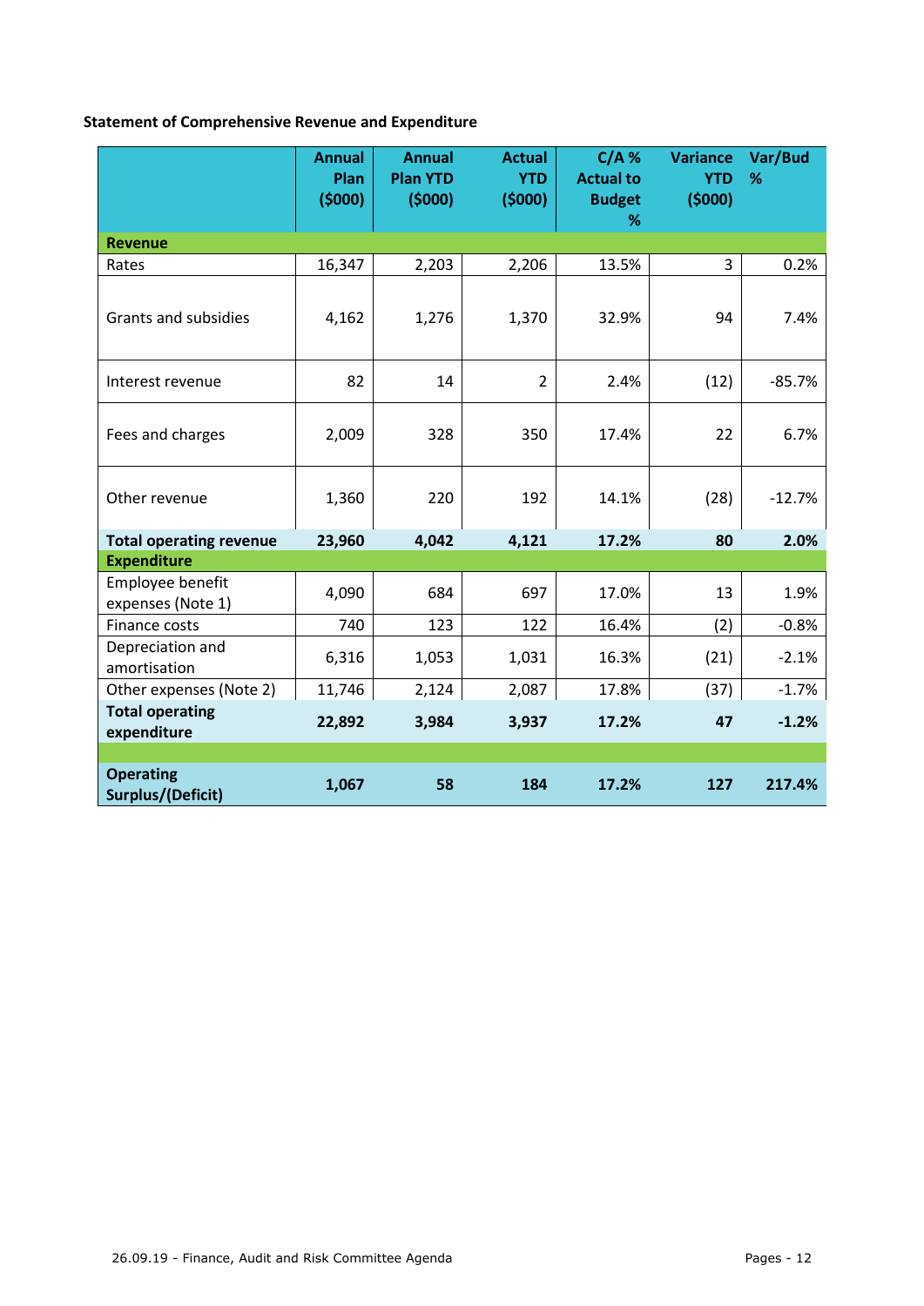**Statement of Comprehensive Revenue and Expenditure**

| | Annual Plan ($000) | Annual Plan YTD ($000) | Actual YTD ($000) | C/A % Actual to Budget % | Variance YTD ($000) | Var/Bud % |
|---|---|---|---|---|---|---|
| **Revenue** | | | | | | |
| Rates | 16,347 | 2,203 | 2,206 | 13.5% | 3 | 0.2% |
| Grants and subsidies | 4,162 | 1,276 | 1,370 | 32.9% | 94 | 7.4% |
| Interest revenue | 82 | 14 | 2 | 2.4% | (12) | -85.7% |
| Fees and charges | 2,009 | 328 | 350 | 17.4% | 22 | 6.7% |
| Other revenue | 1,360 | 220 | 192 | 14.1% | (28) | -12.7% |
| **Total operating revenue** | **23,960** | **4,042** | **4,121** | **17.2%** | **80** | **2.0%** |
| **Expenditure** | | | | | | |
| Employee benefit expenses (Note 1) | 4,090 | 684 | 697 | 17.0% | 13 | 1.9% |
| Finance costs | 740 | 123 | 122 | 16.4% | (2) | -0.8% |
| Depreciation and amortisation | 6,316 | 1,053 | 1,031 | 16.3% | (21) | -2.1% |
| Other expenses (Note 2) | 11,746 | 2,124 | 2,087 | 17.8% | (37) | -1.7% |
| **Total operating expenditure** | **22,892** | **3,984** | **3,937** | **17.2%** | **47** | **-1.2%** |
| | | | | | | |
| **Operating Surplus/(Deficit)** | **1,067** | **58** | **184** | **17.2%** | **127** | **217.4%** |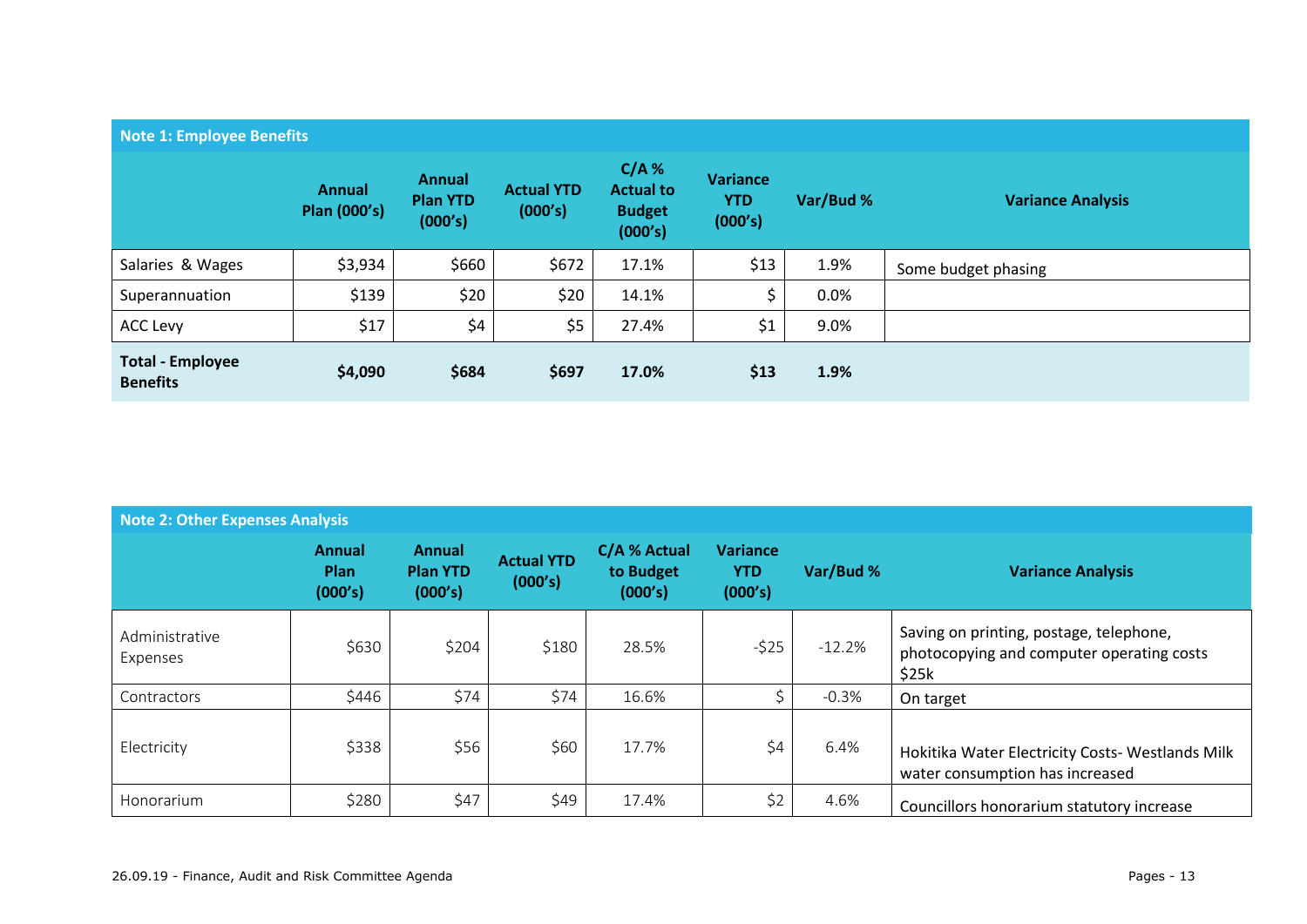| Note 1: Employee Benefits | | | | | | | |
|---|---|---|---|---|---|---|---|
| | Annual Plan (000's) | Annual Plan YTD (000's) | Actual YTD (000's) | C/A % Actual to Budget (000's) | Variance YTD (000's) | Var/Bud % | Variance Analysis |
| Salaries & Wages | $3,934 | $660 | $672 | 17.1% | $13 | 1.9% | Some budget phasing |
| Superannuation | $139 | $20 | $20 | 14.1% | $ | 0.0% | |
| ACC Levy | $17 | $4 | $5 | 27.4% | $1 | 9.0% | |
| **Total - Employee Benefits** | **$4,090** | **$684** | **$697** | **17.0%** | **$13** | **1.9%** | |

| Note 2: Other Expenses Analysis | | | | | | | |
|---|---|---|---|---|---|---|---|
| | Annual Plan (000's) | Annual Plan YTD (000's) | Actual YTD (000's) | C/A % Actual to Budget (000's) | Variance YTD (000's) | Var/Bud % | Variance Analysis |
| Administrative Expenses | $630 | $204 | $180 | 28.5% | -$25 | -12.2% | Saving on printing, postage, telephone, photocopying and computer operating costs $25k |
| Contractors | $446 | $74 | $74 | 16.6% | $ | -0.3% | On target |
| Electricity | $338 | $56 | $60 | 17.7% | $4 | 6.4% | Hokitika Water Electricity Costs- Westlands Milk water consumption has increased |
| Honorarium | $280 | $47 | $49 | 17.4% | $2 | 4.6% | Councillors honorarium statutory increase |

26.09.19 - Finance, Audit and Risk Committee Agenda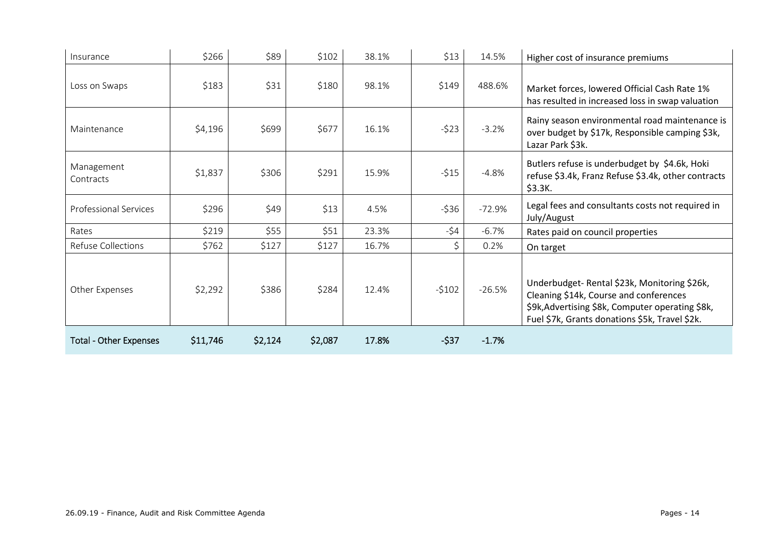| | | | | | | | |
|---|---|---|---|---|---|---|---|
| Insurance | \$266 | \$89 | \$102 | 38.1% | \$13 | 14.5% | Higher cost of insurance premiums |
| Loss on Swaps | \$183 | \$31 | \$180 | 98.1% | \$149 | 488.6% | Market forces, lowered Official Cash Rate 1% has resulted in increased loss in swap valuation |
| Maintenance | \$4,196 | \$699 | \$677 | 16.1% | -\$23 | -3.2% | Rainy season environmental road maintenance is over budget by \$17k, Responsible camping \$3k, Lazar Park \$3k. |
| Management Contracts | \$1,837 | \$306 | \$291 | 15.9% | -\$15 | -4.8% | Butlers refuse is underbudget by \$4.6k, Hoki refuse \$3.4k, Franz Refuse \$3.4k, other contracts \$3.3K. |
| Professional Services | \$296 | \$49 | \$13 | 4.5% | -\$36 | -72.9% | Legal fees and consultants costs not required in July/August |
| Rates | \$219 | \$55 | \$51 | 23.3% | -\$4 | -6.7% | Rates paid on council properties |
| Refuse Collections | \$762 | \$127 | \$127 | 16.7% | \$ | 0.2% | On target |
| Other Expenses | \$2,292 | \$386 | \$284 | 12.4% | -\$102 | -26.5% | Underbudget- Rental \$23k, Monitoring \$26k, Cleaning \$14k, Course and conferences \$9k,Advertising \$8k, Computer operating \$8k, Fuel \$7k, Grants donations \$5k, Travel \$2k. |
| **Total - Other Expenses** | **\$11,746** | **\$2,124** | **\$2,087** | **17.8%** | **-\$37** | **-1.7%** | |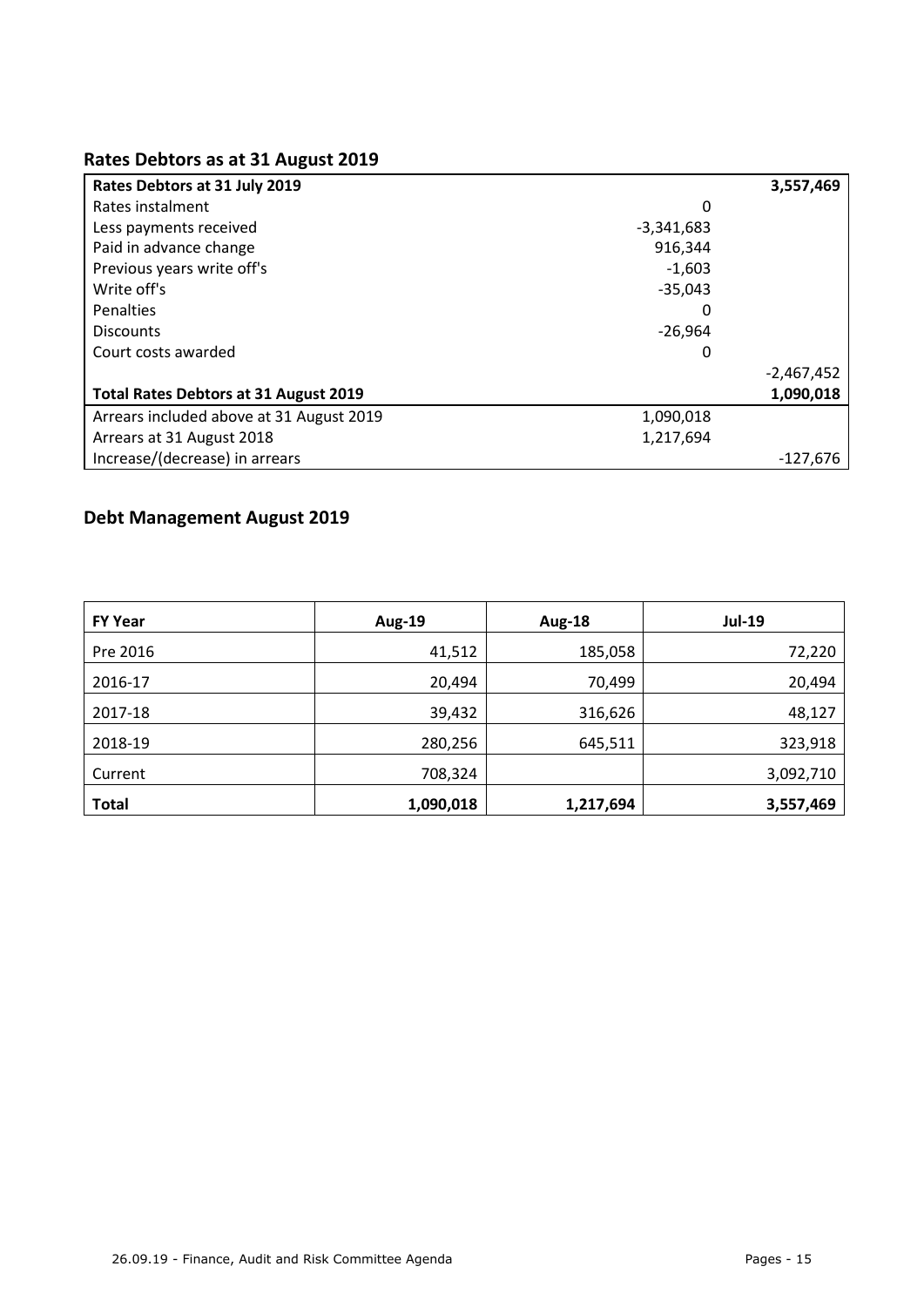## Rates Debtors as at 31 August 2019

| Rates Debtors at 31 July 2019 | | 3,557,469 |
|---|---|---|
| Rates instalment | 0 | |
| Less payments received | -3,341,683 | |
| Paid in advance change | 916,344 | |
| Previous years write off's | -1,603 | |
| Write off's | -35,043 | |
| Penalties | 0 | |
| Discounts | -26,964 | |
| Court costs awarded | 0 | |
| | | -2,467,452 |
| **Total Rates Debtors at 31 August 2019** | | **1,090,018** |
| Arrears included above at 31 August 2019 | 1,090,018 | |
| Arrears at 31 August 2018 | 1,217,694 | |
| Increase/(decrease) in arrears | | -127,676 |

## Debt Management August 2019

| FY Year | Aug-19 | Aug-18 | Jul-19 |
|---|---|---|---|
| Pre 2016 | 41,512 | 185,058 | 72,220 |
| 2016-17 | 20,494 | 70,499 | 20,494 |
| 2017-18 | 39,432 | 316,626 | 48,127 |
| 2018-19 | 280,256 | 645,511 | 323,918 |
| Current | 708,324 | | 3,092,710 |
| **Total** | **1,090,018** | **1,217,694** | **3,557,469** |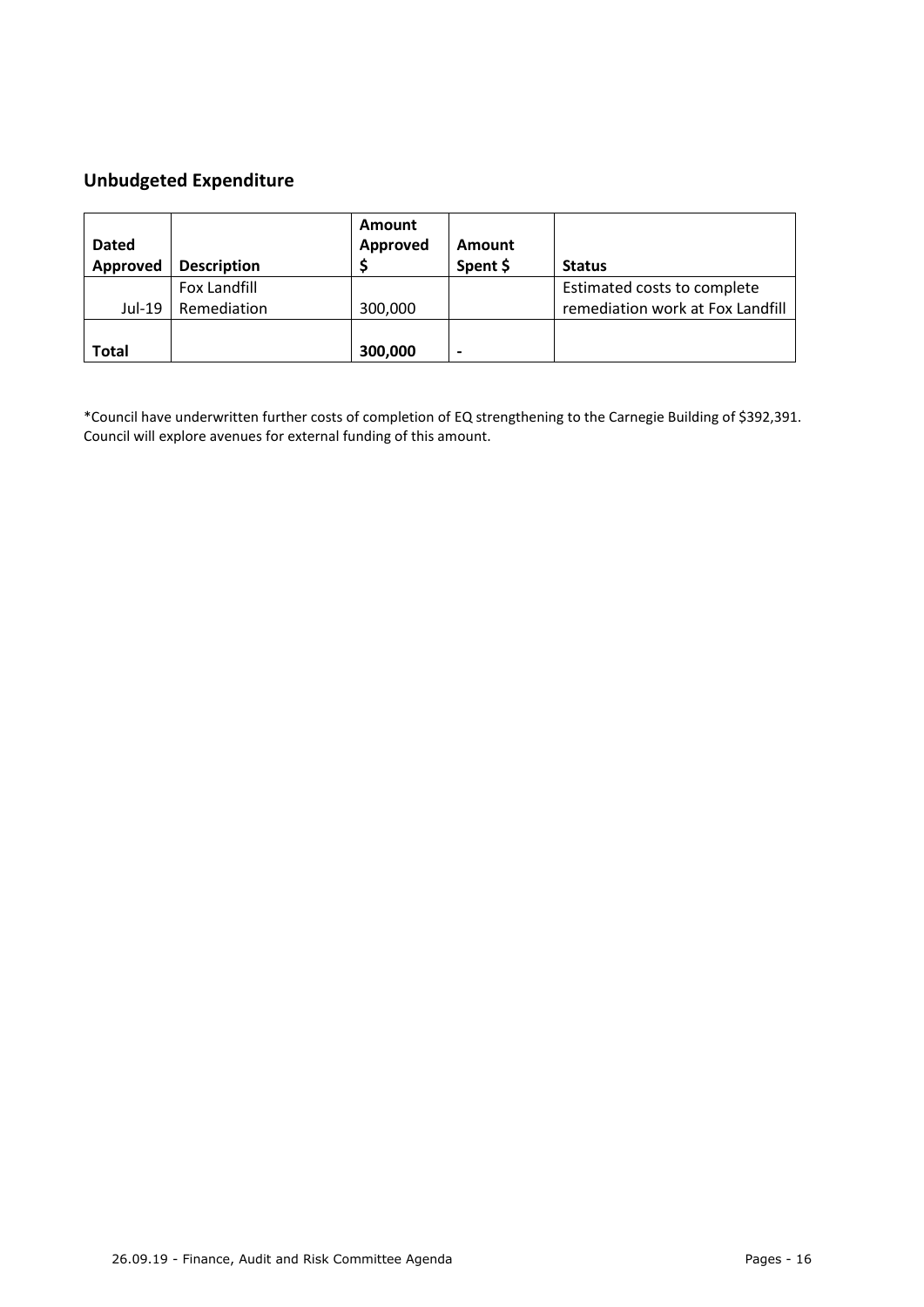## Unbudgeted Expenditure

| Dated Approved | Description | Amount Approved $ | Amount Spent $ | Status |
|---|---|---|---|---|
| Jul-19 | Fox Landfill Remediation | 300,000 | | Estimated costs to complete remediation work at Fox Landfill |
| **Total** | | **300,000** | **-** | |

*Council have underwritten further costs of completion of EQ strengthening to the Carnegie Building of $392,391. Council will explore avenues for external funding of this amount.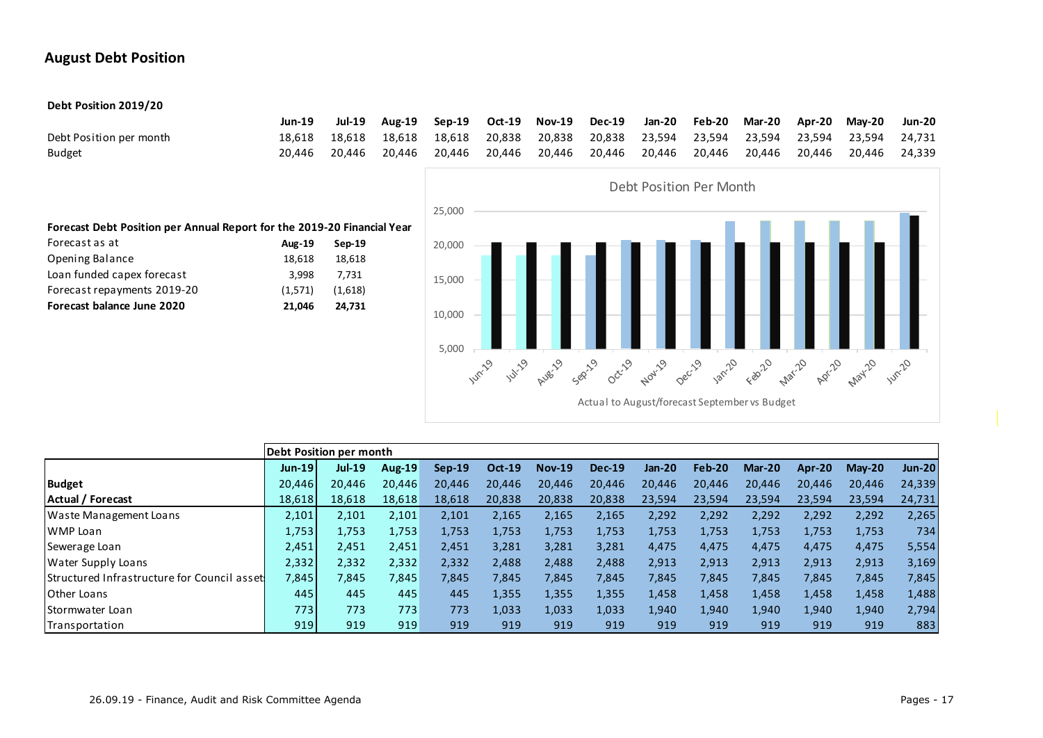## August Debt Position

**Debt Position 2019/20**

| | Jun-19 | Jul-19 | Aug-19 | Sep-19 | Oct-19 | Nov-19 | Dec-19 | Jan-20 | Feb-20 | Mar-20 | Apr-20 | May-20 | Jun-20 |
|---|---|---|---|---|---|---|---|---|---|---|---|---|---|
| Debt Position per month | 18,618 | 18,618 | 18,618 | 18,618 | 20,838 | 20,838 | 20,838 | 23,594 | 23,594 | 23,594 | 23,594 | 23,594 | 24,731 |
| Budget | 20,446 | 20,446 | 20,446 | 20,446 | 20,446 | 20,446 | 20,446 | 20,446 | 20,446 | 20,446 | 20,446 | 20,446 | 24,339 |

**Forecast Debt Position per Annual Report for the 2019-20 Financial Year**

| Forecast as at | Aug-19 | Sep-19 |
|---|---|---|
| Opening Balance | 18,618 | 18,618 |
| Loan funded capex forecast | 3,998 | 7,731 |
| Forecast repayments 2019-20 | (1,571) | (1,618) |
| **Forecast balance June 2020** | **21,046** | **24,731** |

Debt Position Per Month

Actual to August/forecast September vs Budget

| Debt Position per month | Jun-19 | Jul-19 | Aug-19 | Sep-19 | Oct-19 | Nov-19 | Dec-19 | Jan-20 | Feb-20 | Mar-20 | Apr-20 | May-20 | Jun-20 |
|---|---|---|---|---|---|---|---|---|---|---|---|---|---|
| **Budget** | 20,446 | 20,446 | 20,446 | 20,446 | 20,446 | 20,446 | 20,446 | 20,446 | 20,446 | 20,446 | 20,446 | 20,446 | 24,339 |
| **Actual / Forecast** | 18,618 | 18,618 | 18,618 | 18,618 | 20,838 | 20,838 | 20,838 | 23,594 | 23,594 | 23,594 | 23,594 | 23,594 | 24,731 |
| Waste Management Loans | 2,101 | 2,101 | 2,101 | 2,101 | 2,165 | 2,165 | 2,165 | 2,292 | 2,292 | 2,292 | 2,292 | 2,292 | 2,265 |
| WMP Loan | 1,753 | 1,753 | 1,753 | 1,753 | 1,753 | 1,753 | 1,753 | 1,753 | 1,753 | 1,753 | 1,753 | 1,753 | 734 |
| Sewerage Loan | 2,451 | 2,451 | 2,451 | 2,451 | 3,281 | 3,281 | 3,281 | 4,475 | 4,475 | 4,475 | 4,475 | 4,475 | 5,554 |
| Water Supply Loans | 2,332 | 2,332 | 2,332 | 2,332 | 2,488 | 2,488 | 2,488 | 2,913 | 2,913 | 2,913 | 2,913 | 2,913 | 3,169 |
| Structured Infrastructure for Council assets | 7,845 | 7,845 | 7,845 | 7,845 | 7,845 | 7,845 | 7,845 | 7,845 | 7,845 | 7,845 | 7,845 | 7,845 | 7,845 |
| Other Loans | 445 | 445 | 445 | 445 | 1,355 | 1,355 | 1,355 | 1,458 | 1,458 | 1,458 | 1,458 | 1,458 | 1,488 |
| Stormwater Loan | 773 | 773 | 773 | 773 | 1,033 | 1,033 | 1,033 | 1,940 | 1,940 | 1,940 | 1,940 | 1,940 | 2,794 |
| Transportation | 919 | 919 | 919 | 919 | 919 | 919 | 919 | 919 | 919 | 919 | 919 | 919 | 883 |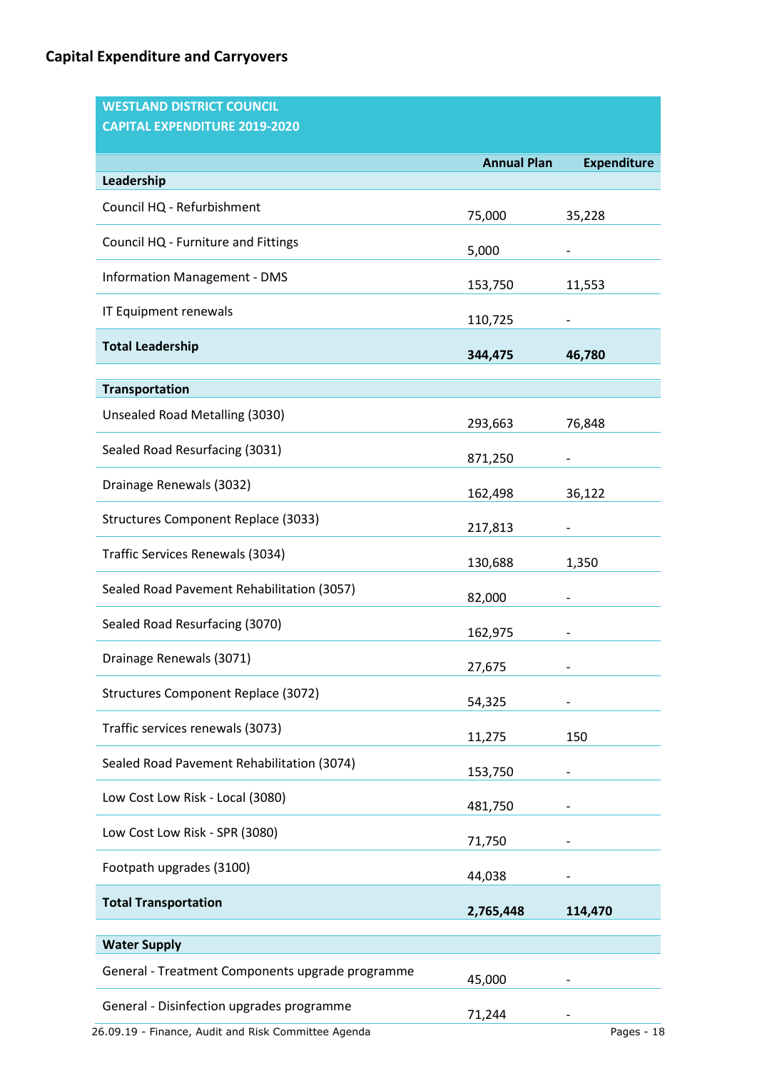## Capital Expenditure and Carryovers

| WESTLAND DISTRICT COUNCIL CAPITAL EXPENDITURE 2019-2020 | | |
|---|---|---|
| | **Annual Plan** | **Expenditure** |
| **Leadership** | | |
| Council HQ - Refurbishment | 75,000 | 35,228 |
| Council HQ - Furniture and Fittings | 5,000 | - |
| Information Management - DMS | 153,750 | 11,553 |
| IT Equipment renewals | 110,725 | - |
| **Total Leadership** | **344,475** | **46,780** |
| | | |
| **Transportation** | | |
| Unsealed Road Metalling (3030) | 293,663 | 76,848 |
| Sealed Road Resurfacing (3031) | 871,250 | - |
| Drainage Renewals (3032) | 162,498 | 36,122 |
| Structures Component Replace (3033) | 217,813 | - |
| Traffic Services Renewals (3034) | 130,688 | 1,350 |
| Sealed Road Pavement Rehabilitation (3057) | 82,000 | - |
| Sealed Road Resurfacing (3070) | 162,975 | - |
| Drainage Renewals (3071) | 27,675 | - |
| Structures Component Replace (3072) | 54,325 | - |
| Traffic services renewals (3073) | 11,275 | 150 |
| Sealed Road Pavement Rehabilitation (3074) | 153,750 | - |
| Low Cost Low Risk - Local (3080) | 481,750 | - |
| Low Cost Low Risk - SPR (3080) | 71,750 | - |
| Footpath upgrades (3100) | 44,038 | - |
| **Total Transportation** | **2,765,448** | **114,470** |
| | | |
| **Water Supply** | | |
| General - Treatment Components upgrade programme | 45,000 | - |
| General - Disinfection upgrades programme | 71,244 | - |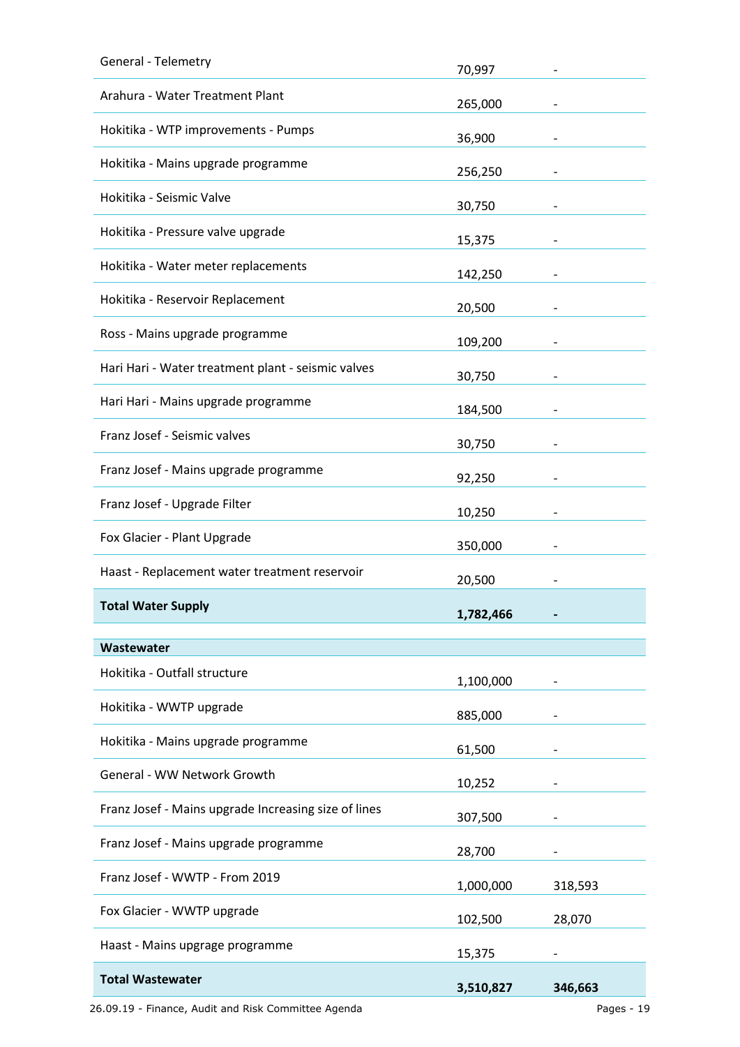| | | |
|---|---|---|
| General - Telemetry | 70,997 | - |
| Arahura - Water Treatment Plant | 265,000 | - |
| Hokitika - WTP improvements - Pumps | 36,900 | - |
| Hokitika - Mains upgrade programme | 256,250 | - |
| Hokitika - Seismic Valve | 30,750 | - |
| Hokitika - Pressure valve upgrade | 15,375 | - |
| Hokitika - Water meter replacements | 142,250 | - |
| Hokitika - Reservoir Replacement | 20,500 | - |
| Ross - Mains upgrade programme | 109,200 | - |
| Hari Hari - Water treatment plant - seismic valves | 30,750 | - |
| Hari Hari - Mains upgrade programme | 184,500 | - |
| Franz Josef - Seismic valves | 30,750 | - |
| Franz Josef - Mains upgrade programme | 92,250 | - |
| Franz Josef - Upgrade Filter | 10,250 | - |
| Fox Glacier - Plant Upgrade | 350,000 | - |
| Haast - Replacement water treatment reservoir | 20,500 | - |
| **Total Water Supply** | **1,782,466** | **-** |
| | | |
| **Wastewater** | | |
| Hokitika - Outfall structure | 1,100,000 | - |
| Hokitika - WWTP upgrade | 885,000 | - |
| Hokitika - Mains upgrade programme | 61,500 | - |
| General - WW Network Growth | 10,252 | - |
| Franz Josef - Mains upgrade Increasing size of lines | 307,500 | - |
| Franz Josef - Mains upgrade programme | 28,700 | - |
| Franz Josef - WWTP - From 2019 | 1,000,000 | 318,593 |
| Fox Glacier - WWTP upgrade | 102,500 | 28,070 |
| Haast - Mains upgrage programme | 15,375 | - |
| **Total Wastewater** | **3,510,827** | **346,663** |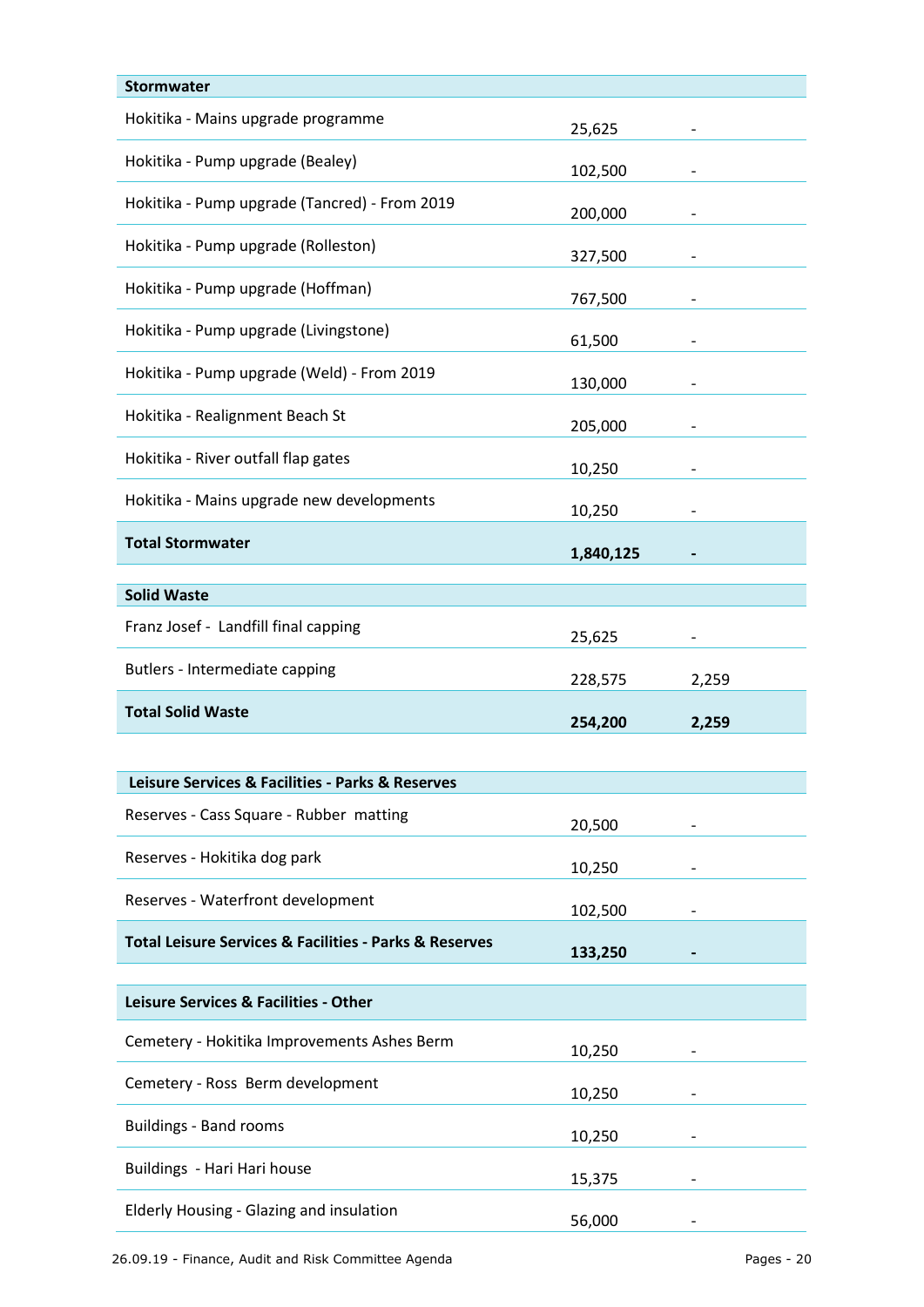| Stormwater | | |
|---|---|---|
| Hokitika - Mains upgrade programme | 25,625 | - |
| Hokitika - Pump upgrade (Bealey) | 102,500 | - |
| Hokitika - Pump upgrade (Tancred) - From 2019 | 200,000 | - |
| Hokitika - Pump upgrade (Rolleston) | 327,500 | - |
| Hokitika - Pump upgrade (Hoffman) | 767,500 | - |
| Hokitika - Pump upgrade (Livingstone) | 61,500 | - |
| Hokitika - Pump upgrade (Weld) - From 2019 | 130,000 | - |
| Hokitika - Realignment Beach St | 205,000 | - |
| Hokitika - River outfall flap gates | 10,250 | - |
| Hokitika - Mains upgrade new developments | 10,250 | - |
| **Total Stormwater** | **1,840,125** | **-** |

| Solid Waste | | |
|---|---|---|
| Franz Josef - Landfill final capping | 25,625 | - |
| Butlers - Intermediate capping | 228,575 | 2,259 |
| **Total Solid Waste** | **254,200** | **2,259** |

| Leisure Services & Facilities - Parks & Reserves | | |
|---|---|---|
| Reserves - Cass Square - Rubber matting | 20,500 | - |
| Reserves - Hokitika dog park | 10,250 | - |
| Reserves - Waterfront development | 102,500 | - |
| **Total Leisure Services & Facilities - Parks & Reserves** | **133,250** | **-** |

| Leisure Services & Facilities - Other | | |
|---|---|---|
| Cemetery - Hokitika Improvements Ashes Berm | 10,250 | - |
| Cemetery - Ross Berm development | 10,250 | - |
| Buildings - Band rooms | 10,250 | - |
| Buildings - Hari Hari house | 15,375 | - |
| Elderly Housing - Glazing and insulation | 56,000 | - |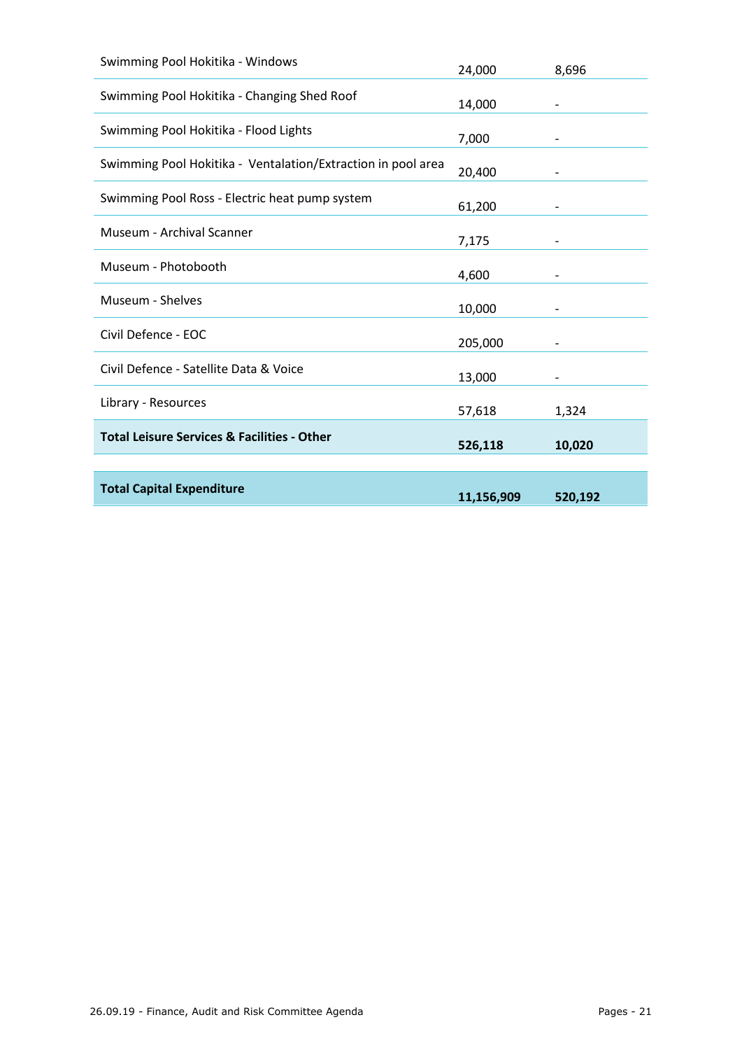| | | |
|---|---|---|
| Swimming Pool Hokitika - Windows | 24,000 | 8,696 |
| Swimming Pool Hokitika - Changing Shed Roof | 14,000 | - |
| Swimming Pool Hokitika - Flood Lights | 7,000 | - |
| Swimming Pool Hokitika - Ventalation/Extraction in pool area | 20,400 | - |
| Swimming Pool Ross - Electric heat pump system | 61,200 | - |
| Museum - Archival Scanner | 7,175 | - |
| Museum - Photobooth | 4,600 | - |
| Museum - Shelves | 10,000 | - |
| Civil Defence - EOC | 205,000 | - |
| Civil Defence - Satellite Data & Voice | 13,000 | - |
| Library - Resources | 57,618 | 1,324 |
| **Total Leisure Services & Facilities - Other** | **526,118** | **10,020** |
| | | |
| **Total Capital Expenditure** | **11,156,909** | **520,192** |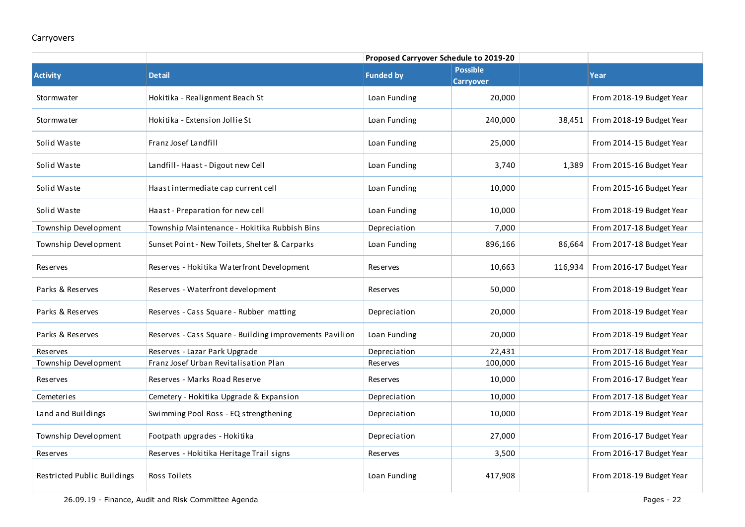Carryovers

| | | Proposed Carryover Schedule to 2019-20 | | | |
|---|---|---|---|---|---|
| **Activity** | **Detail** | **Funded by** | **Possible Carryover** | | **Year** |
| Stormwater | Hokitika - Realignment Beach St | Loan Funding | 20,000 | | From 2018-19 Budget Year |
| Stormwater | Hokitika - Extension Jollie St | Loan Funding | 240,000 | 38,451 | From 2018-19 Budget Year |
| Solid Waste | Franz Josef Landfill | Loan Funding | 25,000 | | From 2014-15 Budget Year |
| Solid Waste | Landfill- Haast - Digout new Cell | Loan Funding | 3,740 | 1,389 | From 2015-16 Budget Year |
| Solid Waste | Haast intermediate cap current cell | Loan Funding | 10,000 | | From 2015-16 Budget Year |
| Solid Waste | Haast - Preparation for new cell | Loan Funding | 10,000 | | From 2018-19 Budget Year |
| Township Development | Township Maintenance - Hokitika Rubbish Bins | Depreciation | 7,000 | | From 2017-18 Budget Year |
| Township Development | Sunset Point - New Toilets, Shelter & Carparks | Loan Funding | 896,166 | 86,664 | From 2017-18 Budget Year |
| Reserves | Reserves - Hokitika Waterfront Development | Reserves | 10,663 | 116,934 | From 2016-17 Budget Year |
| Parks & Reserves | Reserves - Waterfront development | Reserves | 50,000 | | From 2018-19 Budget Year |
| Parks & Reserves | Reserves - Cass Square - Rubber matting | Depreciation | 20,000 | | From 2018-19 Budget Year |
| Parks & Reserves | Reserves - Cass Square - Building improvements Pavilion | Loan Funding | 20,000 | | From 2018-19 Budget Year |
| Reserves | Reserves - Lazar Park Upgrade | Depreciation | 22,431 | | From 2017-18 Budget Year |
| Township Development | Franz Josef Urban Revitalisation Plan | Reserves | 100,000 | | From 2015-16 Budget Year |
| Reserves | Reserves - Marks Road Reserve | Reserves | 10,000 | | From 2016-17 Budget Year |
| Cemeteries | Cemetery - Hokitika Upgrade & Expansion | Depreciation | 10,000 | | From 2017-18 Budget Year |
| Land and Buildings | Swimming Pool Ross - EQ strengthening | Depreciation | 10,000 | | From 2018-19 Budget Year |
| Township Development | Footpath upgrades - Hokitika | Depreciation | 27,000 | | From 2016-17 Budget Year |
| Reserves | Reserves - Hokitika Heritage Trail signs | Reserves | 3,500 | | From 2016-17 Budget Year |
| Restricted Public Buildings | Ross Toilets | Loan Funding | 417,908 | | From 2018-19 Budget Year |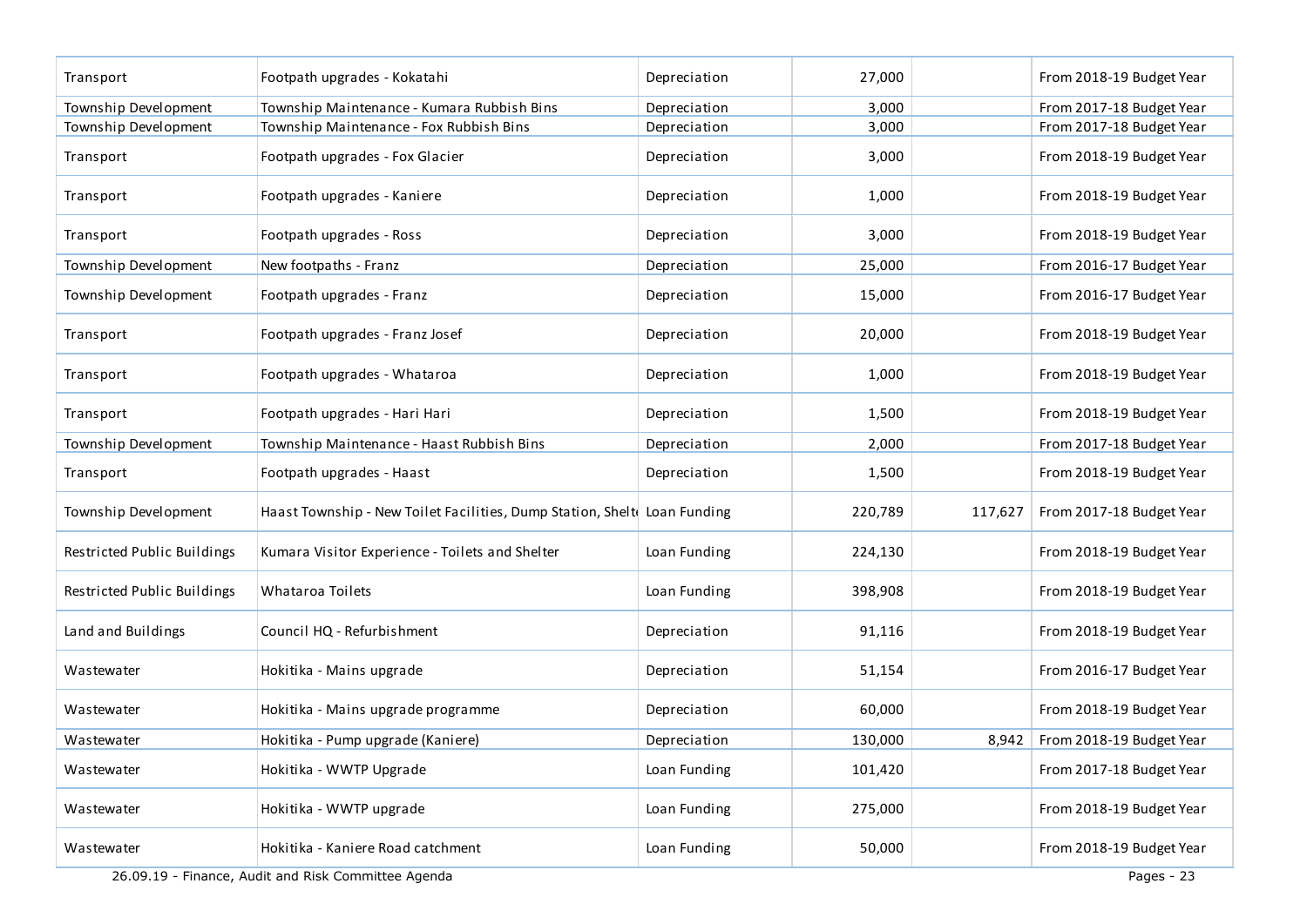| Transport | Footpath upgrades - Kokatahi | Depreciation | 27,000 | | From 2018-19 Budget Year |
|---|---|---|---|---|---|
| Township Development | Township Maintenance - Kumara Rubbish Bins | Depreciation | 3,000 | | From 2017-18 Budget Year |
| Township Development | Township Maintenance - Fox Rubbish Bins | Depreciation | 3,000 | | From 2017-18 Budget Year |
| Transport | Footpath upgrades - Fox Glacier | Depreciation | 3,000 | | From 2018-19 Budget Year |
| Transport | Footpath upgrades - Kaniere | Depreciation | 1,000 | | From 2018-19 Budget Year |
| Transport | Footpath upgrades - Ross | Depreciation | 3,000 | | From 2018-19 Budget Year |
| Township Development | New footpaths - Franz | Depreciation | 25,000 | | From 2016-17 Budget Year |
| Township Development | Footpath upgrades - Franz | Depreciation | 15,000 | | From 2016-17 Budget Year |
| Transport | Footpath upgrades - Franz Josef | Depreciation | 20,000 | | From 2018-19 Budget Year |
| Transport | Footpath upgrades - Whataroa | Depreciation | 1,000 | | From 2018-19 Budget Year |
| Transport | Footpath upgrades - Hari Hari | Depreciation | 1,500 | | From 2018-19 Budget Year |
| Township Development | Township Maintenance - Haast Rubbish Bins | Depreciation | 2,000 | | From 2017-18 Budget Year |
| Transport | Footpath upgrades - Haast | Depreciation | 1,500 | | From 2018-19 Budget Year |
| Township Development | Haast Township - New Toilet Facilities, Dump Station, Shelt | Loan Funding | 220,789 | 117,627 | From 2017-18 Budget Year |
| Restricted Public Buildings | Kumara Visitor Experience - Toilets and Shelter | Loan Funding | 224,130 | | From 2018-19 Budget Year |
| Restricted Public Buildings | Whataroa Toilets | Loan Funding | 398,908 | | From 2018-19 Budget Year |
| Land and Buildings | Council HQ - Refurbishment | Depreciation | 91,116 | | From 2018-19 Budget Year |
| Wastewater | Hokitika - Mains upgrade | Depreciation | 51,154 | | From 2016-17 Budget Year |
| Wastewater | Hokitika - Mains upgrade programme | Depreciation | 60,000 | | From 2018-19 Budget Year |
| Wastewater | Hokitika - Pump upgrade (Kaniere) | Depreciation | 130,000 | 8,942 | From 2018-19 Budget Year |
| Wastewater | Hokitika - WWTP Upgrade | Loan Funding | 101,420 | | From 2017-18 Budget Year |
| Wastewater | Hokitika - WWTP upgrade | Loan Funding | 275,000 | | From 2018-19 Budget Year |
| Wastewater | Hokitika - Kaniere Road catchment | Loan Funding | 50,000 | | From 2018-19 Budget Year |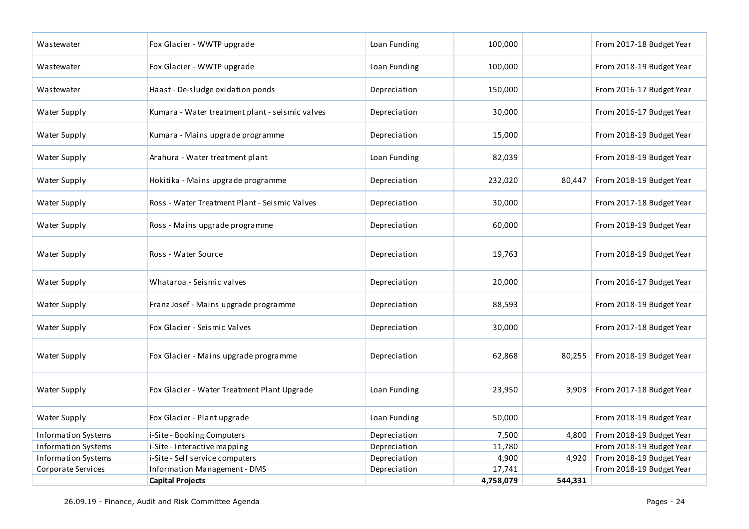| | | | | | |
|---|---|---|---|---|---|
| Wastewater | Fox Glacier - WWTP upgrade | Loan Funding | 100,000 | | From 2017-18 Budget Year |
| Wastewater | Fox Glacier - WWTP upgrade | Loan Funding | 100,000 | | From 2018-19 Budget Year |
| Wastewater | Haast - De-sludge oxidation ponds | Depreciation | 150,000 | | From 2016-17 Budget Year |
| Water Supply | Kumara - Water treatment plant - seismic valves | Depreciation | 30,000 | | From 2016-17 Budget Year |
| Water Supply | Kumara - Mains upgrade programme | Depreciation | 15,000 | | From 2018-19 Budget Year |
| Water Supply | Arahura - Water treatment plant | Loan Funding | 82,039 | | From 2018-19 Budget Year |
| Water Supply | Hokitika - Mains upgrade programme | Depreciation | 232,020 | 80,447 | From 2018-19 Budget Year |
| Water Supply | Ross - Water Treatment Plant - Seismic Valves | Depreciation | 30,000 | | From 2017-18 Budget Year |
| Water Supply | Ross - Mains upgrade programme | Depreciation | 60,000 | | From 2018-19 Budget Year |
| Water Supply | Ross - Water Source | Depreciation | 19,763 | | From 2018-19 Budget Year |
| Water Supply | Whataroa - Seismic valves | Depreciation | 20,000 | | From 2016-17 Budget Year |
| Water Supply | Franz Josef - Mains upgrade programme | Depreciation | 88,593 | | From 2018-19 Budget Year |
| Water Supply | Fox Glacier - Seismic Valves | Depreciation | 30,000 | | From 2017-18 Budget Year |
| Water Supply | Fox Glacier - Mains upgrade programme | Depreciation | 62,868 | 80,255 | From 2018-19 Budget Year |
| Water Supply | Fox Glacier - Water Treatment Plant Upgrade | Loan Funding | 23,950 | 3,903 | From 2017-18 Budget Year |
| Water Supply | Fox Glacier - Plant upgrade | Loan Funding | 50,000 | | From 2018-19 Budget Year |
| Information Systems | i-Site - Booking Computers | Depreciation | 7,500 | 4,800 | From 2018-19 Budget Year |
| Information Systems | i-Site - Interactive mapping | Depreciation | 11,780 | | From 2018-19 Budget Year |
| Information Systems | i-Site - Self service computers | Depreciation | 4,900 | 4,920 | From 2018-19 Budget Year |
| Corporate Services | Information Management - DMS | Depreciation | 17,741 | | From 2018-19 Budget Year |
| | **Capital Projects** | | **4,758,079** | **544,331** | |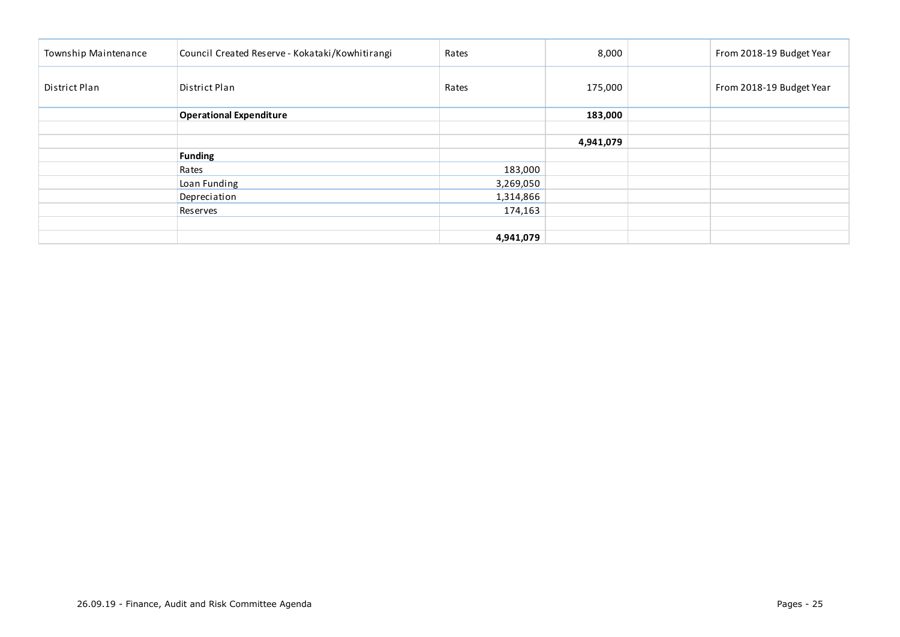| | | | | | |
|---|---|---|---|---|---|
| Township Maintenance | Council Created Reserve - Kokataki/Kowhitirangi | Rates | 8,000 | | From 2018-19 Budget Year |
| District Plan | District Plan | Rates | 175,000 | | From 2018-19 Budget Year |
| | **Operational Expenditure** | | **183,000** | | |
| | | | | | |
| | | | **4,941,079** | | |
| | **Funding** | | | | |
| | Rates | 183,000 | | | |
| | Loan Funding | 3,269,050 | | | |
| | Depreciation | 1,314,866 | | | |
| | Reserves | 174,163 | | | |
| | | | | | |
| | | **4,941,079** | | | |

26.09.19 - Finance, Audit and Risk Committee Agenda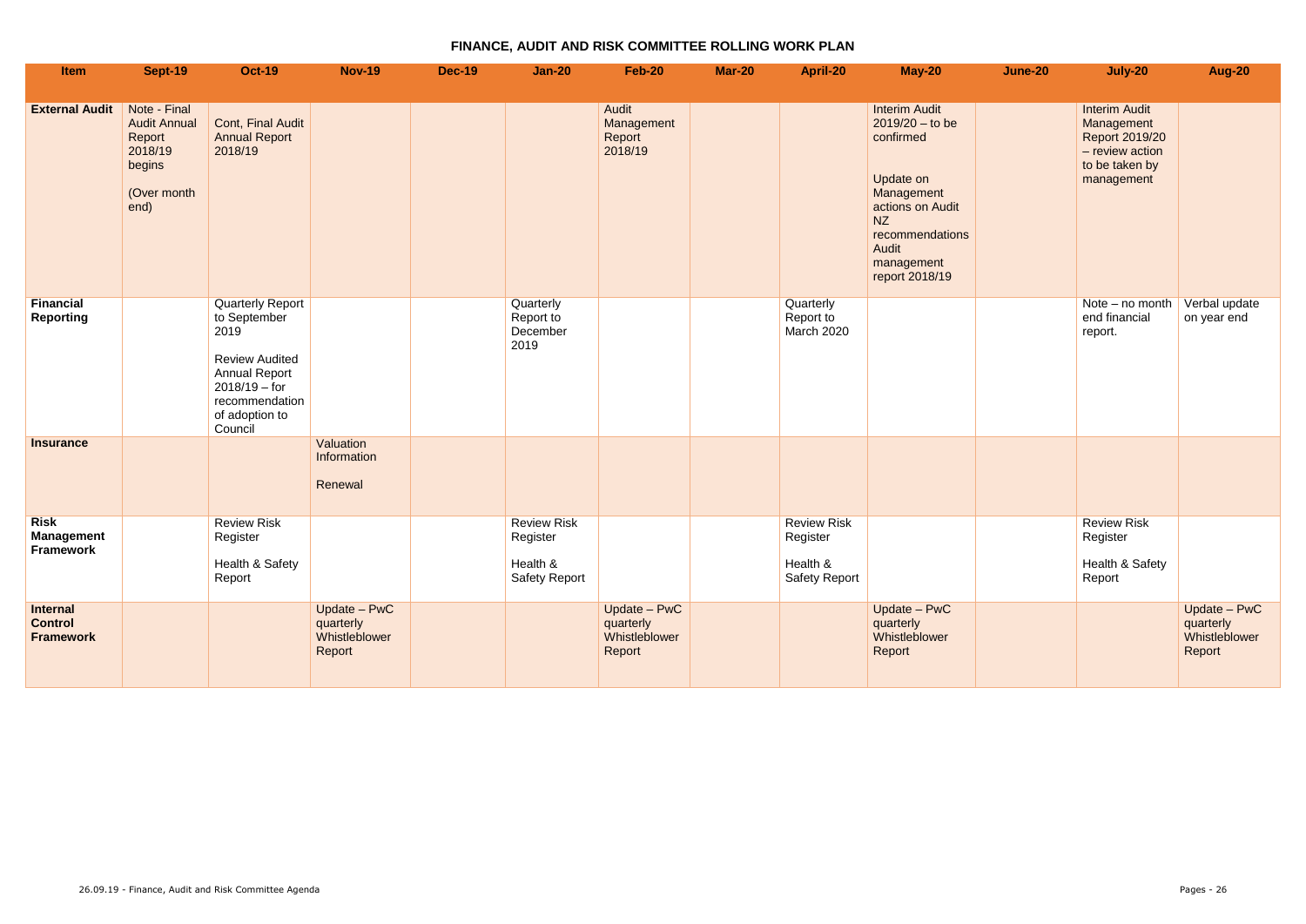# FINANCE, AUDIT AND RISK COMMITTEE ROLLING WORK PLAN

| Item | Sept-19 | Oct-19 | Nov-19 | Dec-19 | Jan-20 | Feb-20 | Mar-20 | April-20 | May-20 | June-20 | July-20 | Aug-20 |
|---|---|---|---|---|---|---|---|---|---|---|---|---|
| **External Audit** | Note - Final Audit Annual Report 2018/19 begins<br><br>(Over month end) | Cont, Final Audit Annual Report 2018/19 | | | | Audit Management Report 2018/19 | | | Interim Audit 2019/20 – to be confirmed<br><br>Update on Management actions on Audit NZ recommendations Audit management report 2018/19 | | Interim Audit Management Report 2019/20 – review action to be taken by management | |
| **Financial Reporting** | | Quarterly Report to September 2019<br><br>Review Audited Annual Report 2018/19 – for recommendation of adoption to Council | | | Quarterly Report to December 2019 | | | Quarterly Report to March 2020 | | | Note – no month end financial report. | Verbal update on year end |
| **Insurance** | | | Valuation Information<br><br>Renewal | | | | | | | | | |
| **Risk Management Framework** | | Review Risk Register<br><br>Health & Safety Report | | | Review Risk Register<br><br>Health & Safety Report | | | Review Risk Register<br><br>Health & Safety Report | | | Review Risk Register<br><br>Health & Safety Report | |
| **Internal Control Framework** | | | Update – PwC quarterly Whistleblower Report | | | Update – PwC quarterly Whistleblower Report | | | Update – PwC quarterly Whistleblower Report | | | Update – PwC quarterly Whistleblower Report |

26.09.19 - Finance, Audit and Risk Committee Agenda